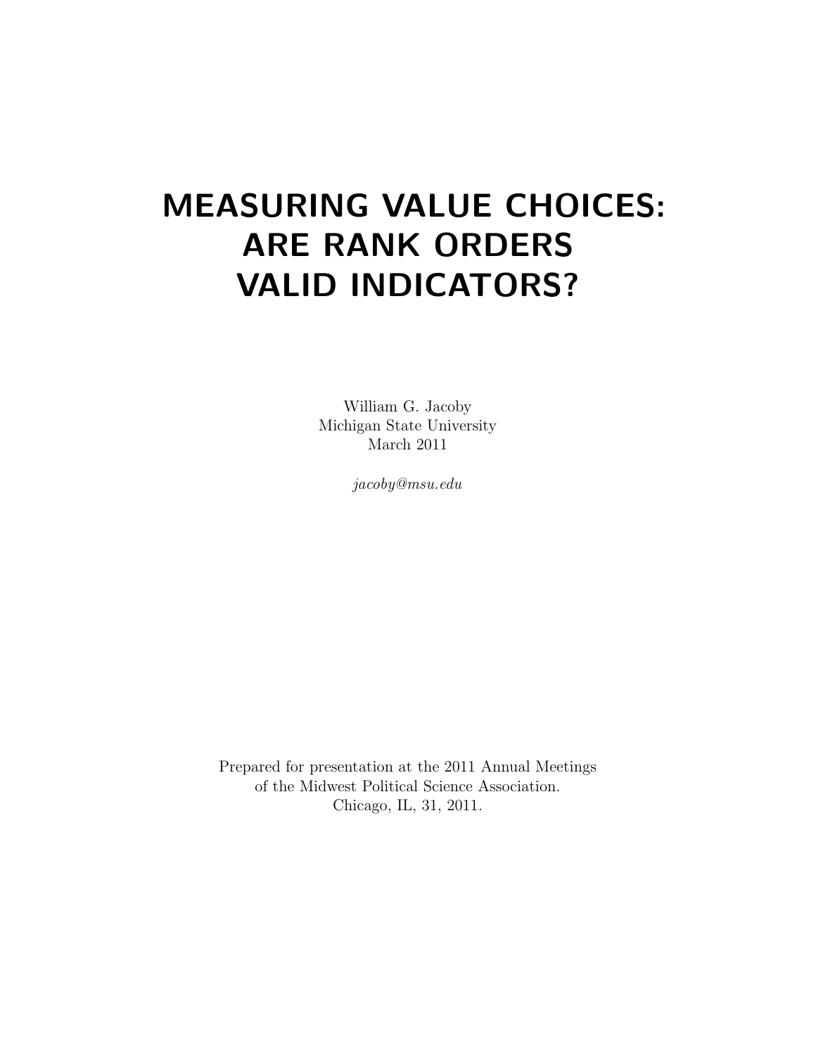# MEASURING VALUE CHOICES: ARE RANK ORDERS VALID INDICATORS?

William G. Jacoby
Michigan State University
March 2011

*jacoby@msu.edu*

Prepared for presentation at the 2011 Annual Meetings
of the Midwest Political Science Association.
Chicago, IL, 31, 2011.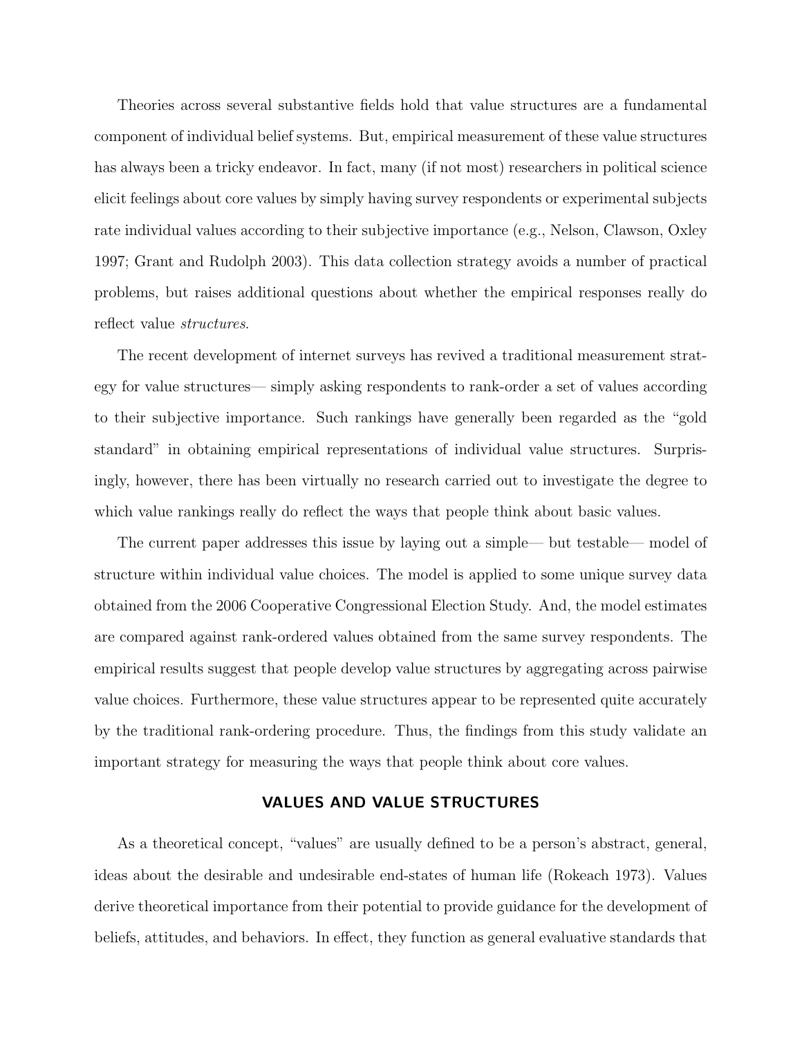Theories across several substantive fields hold that value structures are a fundamental component of individual belief systems. But, empirical measurement of these value structures has always been a tricky endeavor. In fact, many (if not most) researchers in political science elicit feelings about core values by simply having survey respondents or experimental subjects rate individual values according to their subjective importance (e.g., Nelson, Clawson, Oxley 1997; Grant and Rudolph 2003). This data collection strategy avoids a number of practical problems, but raises additional questions about whether the empirical responses really do reflect value *structures*.

The recent development of internet surveys has revived a traditional measurement strategy for value structures— simply asking respondents to rank-order a set of values according to their subjective importance. Such rankings have generally been regarded as the "gold standard" in obtaining empirical representations of individual value structures. Surprisingly, however, there has been virtually no research carried out to investigate the degree to which value rankings really do reflect the ways that people think about basic values.

The current paper addresses this issue by laying out a simple— but testable— model of structure within individual value choices. The model is applied to some unique survey data obtained from the 2006 Cooperative Congressional Election Study. And, the model estimates are compared against rank-ordered values obtained from the same survey respondents. The empirical results suggest that people develop value structures by aggregating across pairwise value choices. Furthermore, these value structures appear to be represented quite accurately by the traditional rank-ordering procedure. Thus, the findings from this study validate an important strategy for measuring the ways that people think about core values.

## VALUES AND VALUE STRUCTURES

As a theoretical concept, "values" are usually defined to be a person's abstract, general, ideas about the desirable and undesirable end-states of human life (Rokeach 1973). Values derive theoretical importance from their potential to provide guidance for the development of beliefs, attitudes, and behaviors. In effect, they function as general evaluative standards that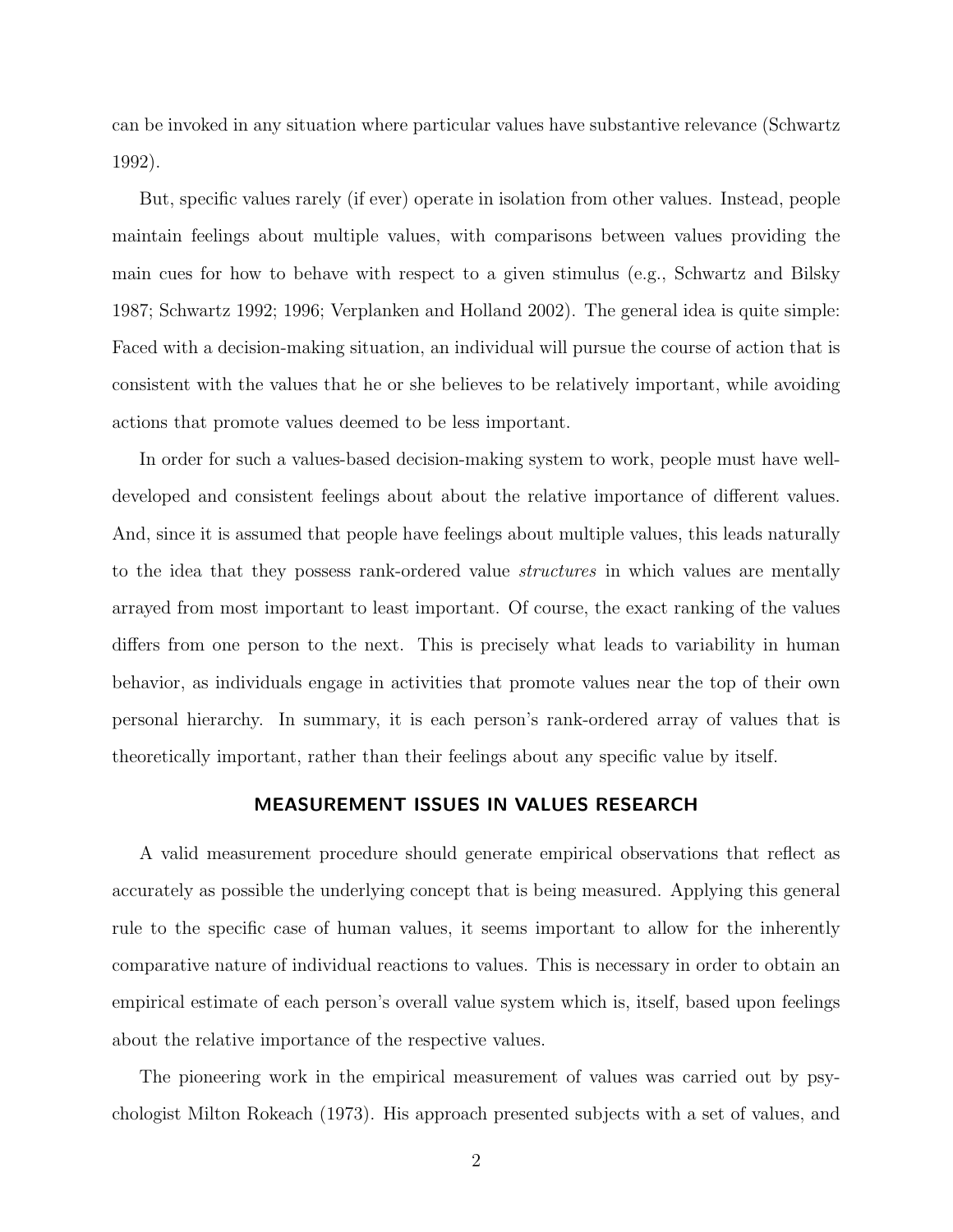can be invoked in any situation where particular values have substantive relevance (Schwartz 1992).

But, specific values rarely (if ever) operate in isolation from other values. Instead, people maintain feelings about multiple values, with comparisons between values providing the main cues for how to behave with respect to a given stimulus (e.g., Schwartz and Bilsky 1987; Schwartz 1992; 1996; Verplanken and Holland 2002). The general idea is quite simple: Faced with a decision-making situation, an individual will pursue the course of action that is consistent with the values that he or she believes to be relatively important, while avoiding actions that promote values deemed to be less important.

In order for such a values-based decision-making system to work, people must have well-developed and consistent feelings about about the relative importance of different values. And, since it is assumed that people have feelings about multiple values, this leads naturally to the idea that they possess rank-ordered value *structures* in which values are mentally arrayed from most important to least important. Of course, the exact ranking of the values differs from one person to the next. This is precisely what leads to variability in human behavior, as individuals engage in activities that promote values near the top of their own personal hierarchy. In summary, it is each person's rank-ordered array of values that is theoretically important, rather than their feelings about any specific value by itself.

## MEASUREMENT ISSUES IN VALUES RESEARCH

A valid measurement procedure should generate empirical observations that reflect as accurately as possible the underlying concept that is being measured. Applying this general rule to the specific case of human values, it seems important to allow for the inherently comparative nature of individual reactions to values. This is necessary in order to obtain an empirical estimate of each person's overall value system which is, itself, based upon feelings about the relative importance of the respective values.

The pioneering work in the empirical measurement of values was carried out by psychologist Milton Rokeach (1973). His approach presented subjects with a set of values, and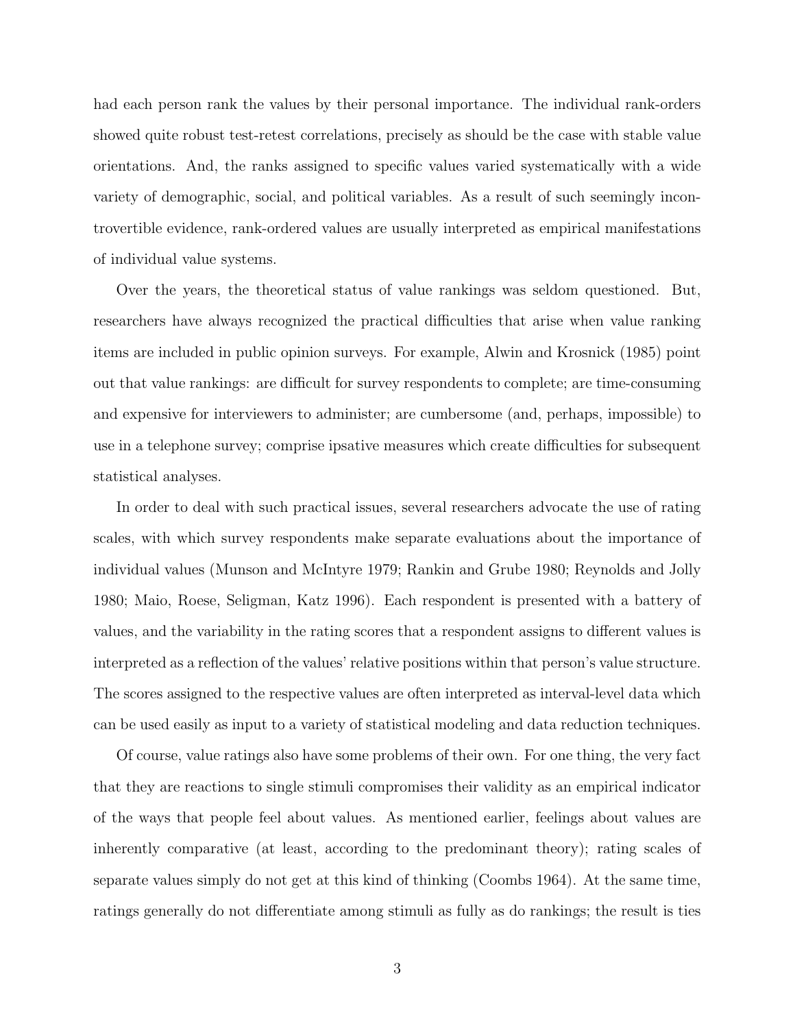had each person rank the values by their personal importance. The individual rank-orders showed quite robust test-retest correlations, precisely as should be the case with stable value orientations. And, the ranks assigned to specific values varied systematically with a wide variety of demographic, social, and political variables. As a result of such seemingly incontrovertible evidence, rank-ordered values are usually interpreted as empirical manifestations of individual value systems.

Over the years, the theoretical status of value rankings was seldom questioned. But, researchers have always recognized the practical difficulties that arise when value ranking items are included in public opinion surveys. For example, Alwin and Krosnick (1985) point out that value rankings: are difficult for survey respondents to complete; are time-consuming and expensive for interviewers to administer; are cumbersome (and, perhaps, impossible) to use in a telephone survey; comprise ipsative measures which create difficulties for subsequent statistical analyses.

In order to deal with such practical issues, several researchers advocate the use of rating scales, with which survey respondents make separate evaluations about the importance of individual values (Munson and McIntyre 1979; Rankin and Grube 1980; Reynolds and Jolly 1980; Maio, Roese, Seligman, Katz 1996). Each respondent is presented with a battery of values, and the variability in the rating scores that a respondent assigns to different values is interpreted as a reflection of the values' relative positions within that person's value structure. The scores assigned to the respective values are often interpreted as interval-level data which can be used easily as input to a variety of statistical modeling and data reduction techniques.

Of course, value ratings also have some problems of their own. For one thing, the very fact that they are reactions to single stimuli compromises their validity as an empirical indicator of the ways that people feel about values. As mentioned earlier, feelings about values are inherently comparative (at least, according to the predominant theory); rating scales of separate values simply do not get at this kind of thinking (Coombs 1964). At the same time, ratings generally do not differentiate among stimuli as fully as do rankings; the result is ties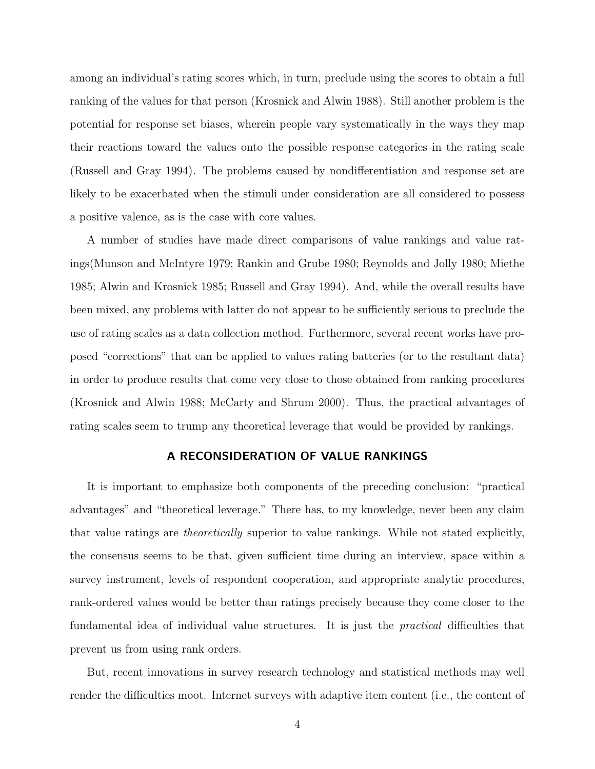among an individual's rating scores which, in turn, preclude using the scores to obtain a full ranking of the values for that person (Krosnick and Alwin 1988). Still another problem is the potential for response set biases, wherein people vary systematically in the ways they map their reactions toward the values onto the possible response categories in the rating scale (Russell and Gray 1994). The problems caused by nondifferentiation and response set are likely to be exacerbated when the stimuli under consideration are all considered to possess a positive valence, as is the case with core values.

A number of studies have made direct comparisons of value rankings and value ratings(Munson and McIntyre 1979; Rankin and Grube 1980; Reynolds and Jolly 1980; Miethe 1985; Alwin and Krosnick 1985; Russell and Gray 1994). And, while the overall results have been mixed, any problems with latter do not appear to be sufficiently serious to preclude the use of rating scales as a data collection method. Furthermore, several recent works have proposed "corrections" that can be applied to values rating batteries (or to the resultant data) in order to produce results that come very close to those obtained from ranking procedures (Krosnick and Alwin 1988; McCarty and Shrum 2000). Thus, the practical advantages of rating scales seem to trump any theoretical leverage that would be provided by rankings.

## A RECONSIDERATION OF VALUE RANKINGS

It is important to emphasize both components of the preceding conclusion: "practical advantages" and "theoretical leverage." There has, to my knowledge, never been any claim that value ratings are *theoretically* superior to value rankings. While not stated explicitly, the consensus seems to be that, given sufficient time during an interview, space within a survey instrument, levels of respondent cooperation, and appropriate analytic procedures, rank-ordered values would be better than ratings precisely because they come closer to the fundamental idea of individual value structures. It is just the *practical* difficulties that prevent us from using rank orders.

But, recent innovations in survey research technology and statistical methods may well render the difficulties moot. Internet surveys with adaptive item content (i.e., the content of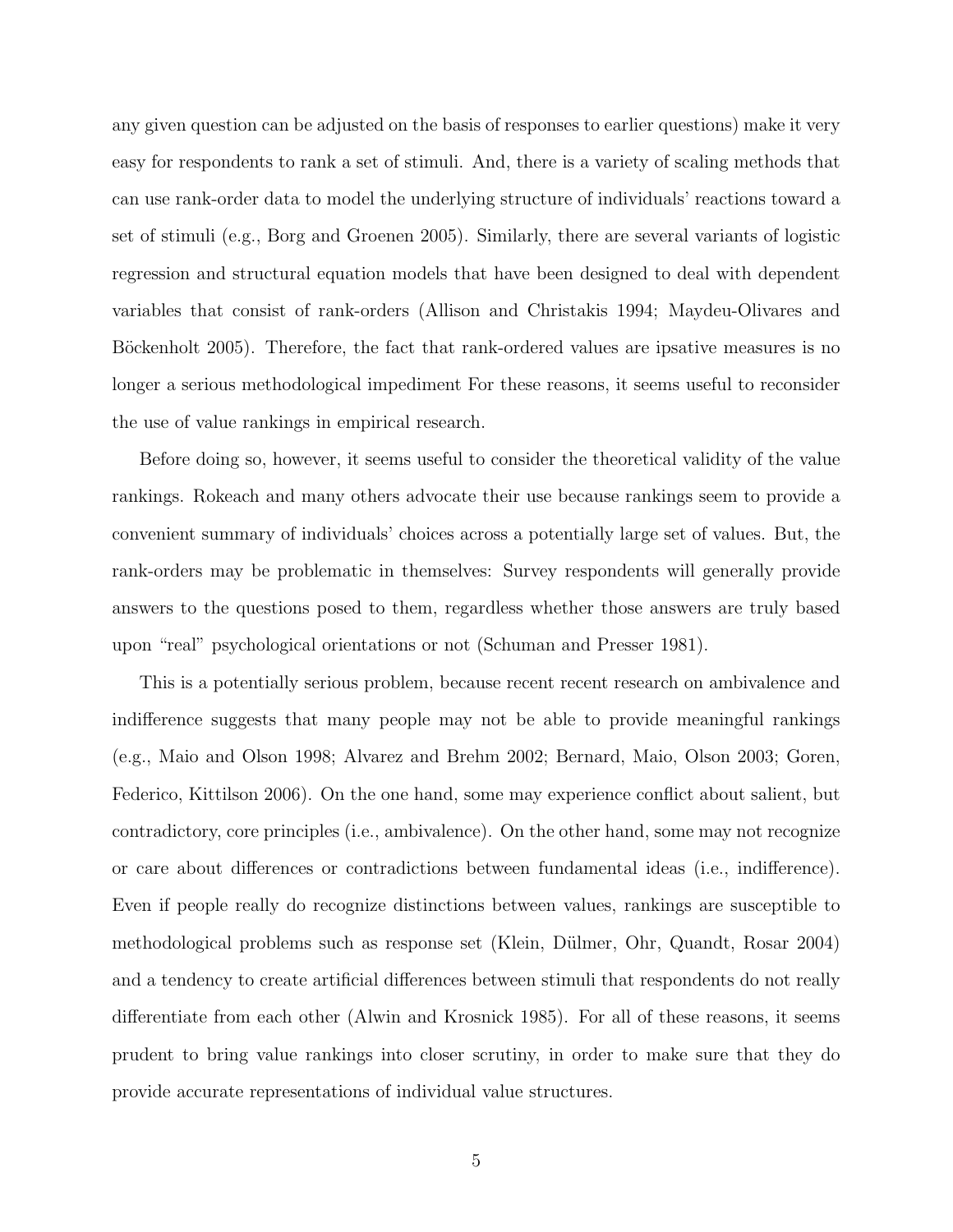any given question can be adjusted on the basis of responses to earlier questions) make it very easy for respondents to rank a set of stimuli. And, there is a variety of scaling methods that can use rank-order data to model the underlying structure of individuals' reactions toward a set of stimuli (e.g., Borg and Groenen 2005). Similarly, there are several variants of logistic regression and structural equation models that have been designed to deal with dependent variables that consist of rank-orders (Allison and Christakis 1994; Maydeu-Olivares and Böckenholt 2005). Therefore, the fact that rank-ordered values are ipsative measures is no longer a serious methodological impediment For these reasons, it seems useful to reconsider the use of value rankings in empirical research.

Before doing so, however, it seems useful to consider the theoretical validity of the value rankings. Rokeach and many others advocate their use because rankings seem to provide a convenient summary of individuals' choices across a potentially large set of values. But, the rank-orders may be problematic in themselves: Survey respondents will generally provide answers to the questions posed to them, regardless whether those answers are truly based upon "real" psychological orientations or not (Schuman and Presser 1981).

This is a potentially serious problem, because recent recent research on ambivalence and indifference suggests that many people may not be able to provide meaningful rankings (e.g., Maio and Olson 1998; Alvarez and Brehm 2002; Bernard, Maio, Olson 2003; Goren, Federico, Kittilson 2006). On the one hand, some may experience conflict about salient, but contradictory, core principles (i.e., ambivalence). On the other hand, some may not recognize or care about differences or contradictions between fundamental ideas (i.e., indifference). Even if people really do recognize distinctions between values, rankings are susceptible to methodological problems such as response set (Klein, Dülmer, Ohr, Quandt, Rosar 2004) and a tendency to create artificial differences between stimuli that respondents do not really differentiate from each other (Alwin and Krosnick 1985). For all of these reasons, it seems prudent to bring value rankings into closer scrutiny, in order to make sure that they do provide accurate representations of individual value structures.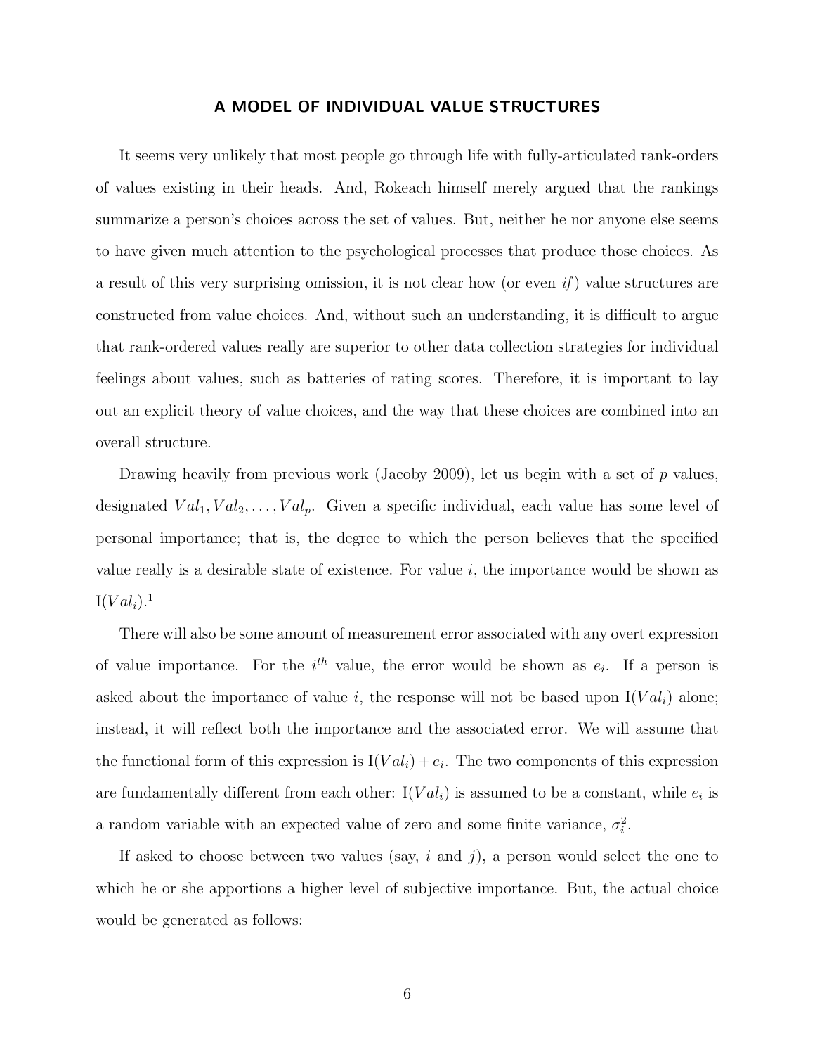## A MODEL OF INDIVIDUAL VALUE STRUCTURES

It seems very unlikely that most people go through life with fully-articulated rank-orders of values existing in their heads. And, Rokeach himself merely argued that the rankings summarize a person's choices across the set of values. But, neither he nor anyone else seems to have given much attention to the psychological processes that produce those choices. As a result of this very surprising omission, it is not clear how (or even *if*) value structures are constructed from value choices. And, without such an understanding, it is difficult to argue that rank-ordered values really are superior to other data collection strategies for individual feelings about values, such as batteries of rating scores. Therefore, it is important to lay out an explicit theory of value choices, and the way that these choices are combined into an overall structure.

Drawing heavily from previous work (Jacoby 2009), let us begin with a set of $p$ values, designated $Val_1, Val_2, \ldots, Val_p$. Given a specific individual, each value has some level of personal importance; that is, the degree to which the person believes that the specified value really is a desirable state of existence. For value $i$, the importance would be shown as $\mathrm{I}(Val_i)$.[1]

There will also be some amount of measurement error associated with any overt expression of value importance. For the $i^{th}$ value, the error would be shown as $e_i$. If a person is asked about the importance of value $i$, the response will not be based upon $\mathrm{I}(Val_i)$ alone; instead, it will reflect both the importance and the associated error. We will assume that the functional form of this expression is $\mathrm{I}(Val_i) + e_i$. The two components of this expression are fundamentally different from each other: $\mathrm{I}(Val_i)$ is assumed to be a constant, while $e_i$ is a random variable with an expected value of zero and some finite variance, $\sigma_i^2$.

If asked to choose between two values (say, $i$ and $j$), a person would select the one to which he or she apportions a higher level of subjective importance. But, the actual choice would be generated as follows: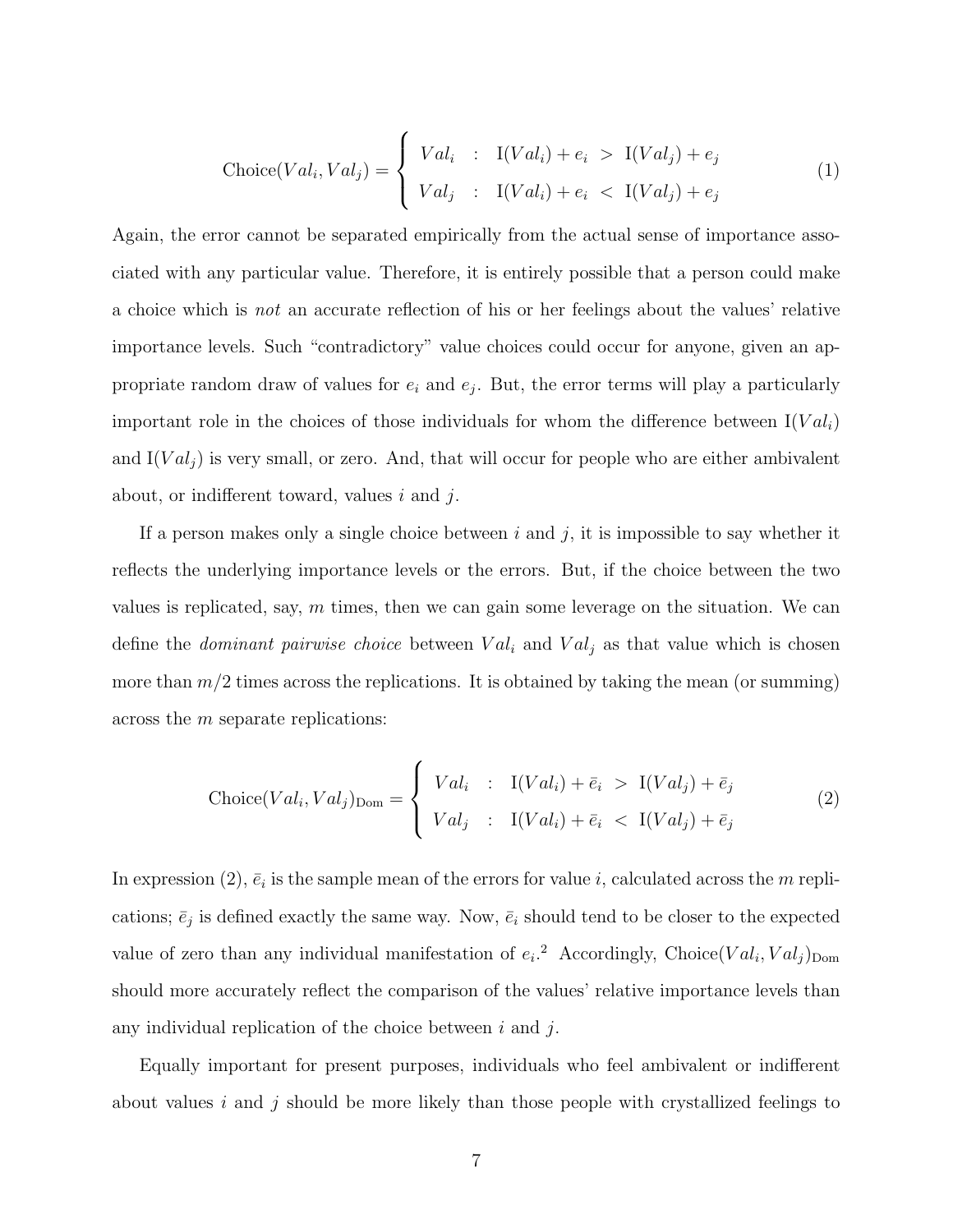$$\text{Choice}(Val_i, Val_j) = \begin{cases} Val_i & : \ \text{I}(Val_i) + e_i \ > \ \text{I}(Val_j) + e_j \\ Val_j & : \ \text{I}(Val_i) + e_i \ < \ \text{I}(Val_j) + e_j \end{cases} \tag{1}$$

Again, the error cannot be separated empirically from the actual sense of importance associated with any particular value. Therefore, it is entirely possible that a person could make a choice which is *not* an accurate reflection of his or her feelings about the values' relative importance levels. Such "contradictory" value choices could occur for anyone, given an appropriate random draw of values for $e_i$ and $e_j$. But, the error terms will play a particularly important role in the choices of those individuals for whom the difference between $\text{I}(Val_i)$ and $\text{I}(Val_j)$ is very small, or zero. And, that will occur for people who are either ambivalent about, or indifferent toward, values $i$ and $j$.

If a person makes only a single choice between $i$ and $j$, it is impossible to say whether it reflects the underlying importance levels or the errors. But, if the choice between the two values is replicated, say, $m$ times, then we can gain some leverage on the situation. We can define the *dominant pairwise choice* between $Val_i$ and $Val_j$ as that value which is chosen more than $m/2$ times across the replications. It is obtained by taking the mean (or summing) across the $m$ separate replications:

$$\text{Choice}(Val_i, Val_j)_{\text{Dom}} = \begin{cases} Val_i & : \ \text{I}(Val_i) + \bar{e}_i \ > \ \text{I}(Val_j) + \bar{e}_j \\ Val_j & : \ \text{I}(Val_i) + \bar{e}_i \ < \ \text{I}(Val_j) + \bar{e}_j \end{cases} \tag{2}$$

In expression (2), $\bar{e}_i$ is the sample mean of the errors for value $i$, calculated across the $m$ replications; $\bar{e}_j$ is defined exactly the same way. Now, $\bar{e}_i$ should tend to be closer to the expected value of zero than any individual manifestation of $e_i$.[2] Accordingly, $\text{Choice}(Val_i, Val_j)_{\text{Dom}}$ should more accurately reflect the comparison of the values' relative importance levels than any individual replication of the choice between $i$ and $j$.

Equally important for present purposes, individuals who feel ambivalent or indifferent about values $i$ and $j$ should be more likely than those people with crystallized feelings to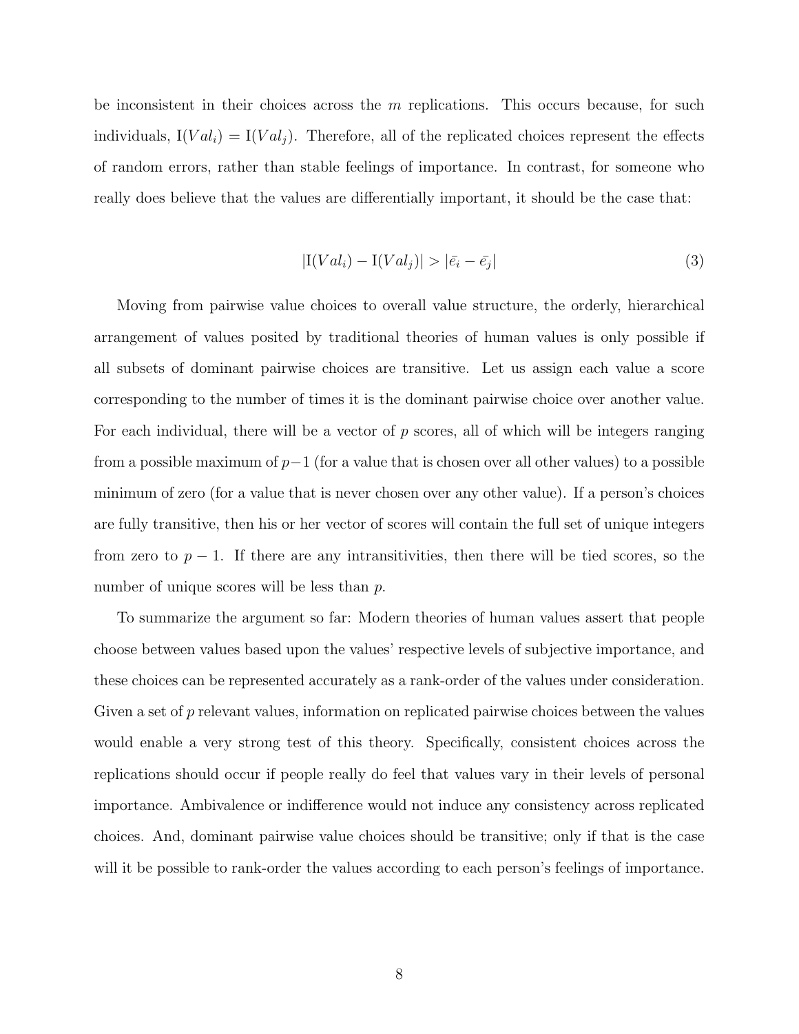be inconsistent in their choices across the $m$ replications. This occurs because, for such individuals, $\mathrm{I}(Val_i) = \mathrm{I}(Val_j)$. Therefore, all of the replicated choices represent the effects of random errors, rather than stable feelings of importance. In contrast, for someone who really does believe that the values are differentially important, it should be the case that:

$$|\mathrm{I}(Val_i) - \mathrm{I}(Val_j)| > |\bar{e}_i - \bar{e}_j| \tag{3}$$

Moving from pairwise value choices to overall value structure, the orderly, hierarchical arrangement of values posited by traditional theories of human values is only possible if all subsets of dominant pairwise choices are transitive. Let us assign each value a score corresponding to the number of times it is the dominant pairwise choice over another value. For each individual, there will be a vector of $p$ scores, all of which will be integers ranging from a possible maximum of $p-1$ (for a value that is chosen over all other values) to a possible minimum of zero (for a value that is never chosen over any other value). If a person's choices are fully transitive, then his or her vector of scores will contain the full set of unique integers from zero to $p-1$. If there are any intransitivities, then there will be tied scores, so the number of unique scores will be less than $p$.

To summarize the argument so far: Modern theories of human values assert that people choose between values based upon the values' respective levels of subjective importance, and these choices can be represented accurately as a rank-order of the values under consideration. Given a set of $p$ relevant values, information on replicated pairwise choices between the values would enable a very strong test of this theory. Specifically, consistent choices across the replications should occur if people really do feel that values vary in their levels of personal importance. Ambivalence or indifference would not induce any consistency across replicated choices. And, dominant pairwise value choices should be transitive; only if that is the case will it be possible to rank-order the values according to each person's feelings of importance.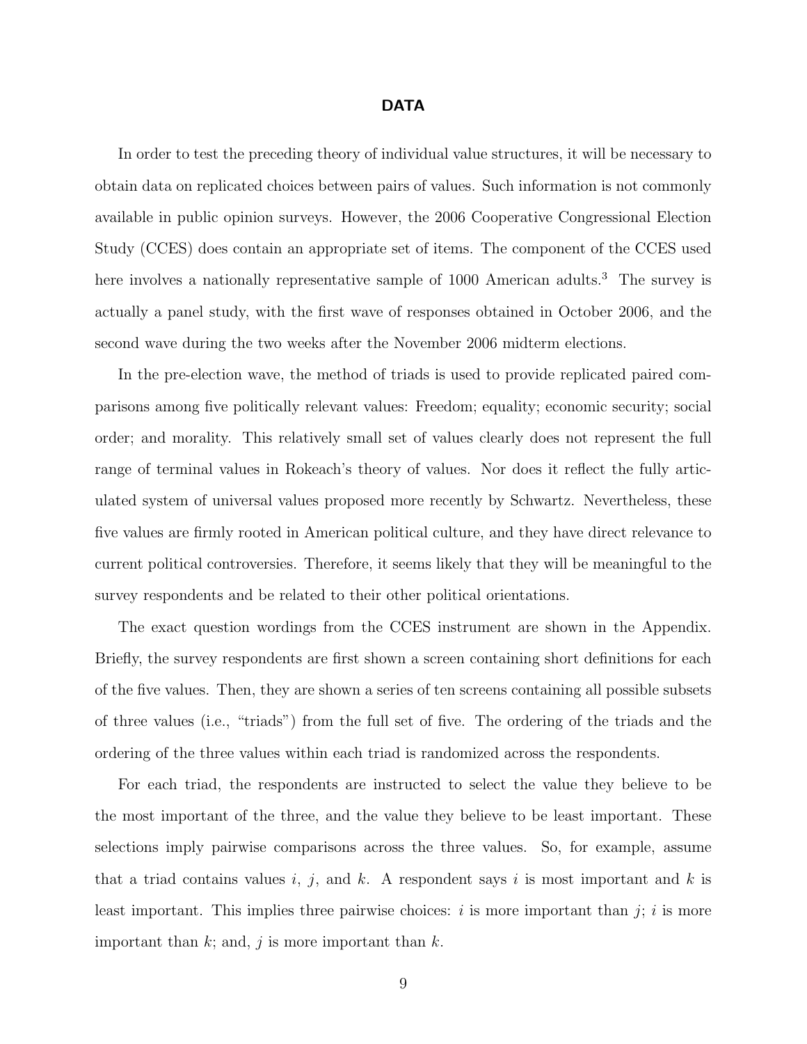## DATA

In order to test the preceding theory of individual value structures, it will be necessary to obtain data on replicated choices between pairs of values. Such information is not commonly available in public opinion surveys. However, the 2006 Cooperative Congressional Election Study (CCES) does contain an appropriate set of items. The component of the CCES used here involves a nationally representative sample of 1000 American adults.[3] The survey is actually a panel study, with the first wave of responses obtained in October 2006, and the second wave during the two weeks after the November 2006 midterm elections.

In the pre-election wave, the method of triads is used to provide replicated paired comparisons among five politically relevant values: Freedom; equality; economic security; social order; and morality. This relatively small set of values clearly does not represent the full range of terminal values in Rokeach's theory of values. Nor does it reflect the fully articulated system of universal values proposed more recently by Schwartz. Nevertheless, these five values are firmly rooted in American political culture, and they have direct relevance to current political controversies. Therefore, it seems likely that they will be meaningful to the survey respondents and be related to their other political orientations.

The exact question wordings from the CCES instrument are shown in the Appendix. Briefly, the survey respondents are first shown a screen containing short definitions for each of the five values. Then, they are shown a series of ten screens containing all possible subsets of three values (i.e., "triads") from the full set of five. The ordering of the triads and the ordering of the three values within each triad is randomized across the respondents.

For each triad, the respondents are instructed to select the value they believe to be the most important of the three, and the value they believe to be least important. These selections imply pairwise comparisons across the three values. So, for example, assume that a triad contains values $i$, $j$, and $k$. A respondent says $i$ is most important and $k$ is least important. This implies three pairwise choices: $i$ is more important than $j$; $i$ is more important than $k$; and, $j$ is more important than $k$.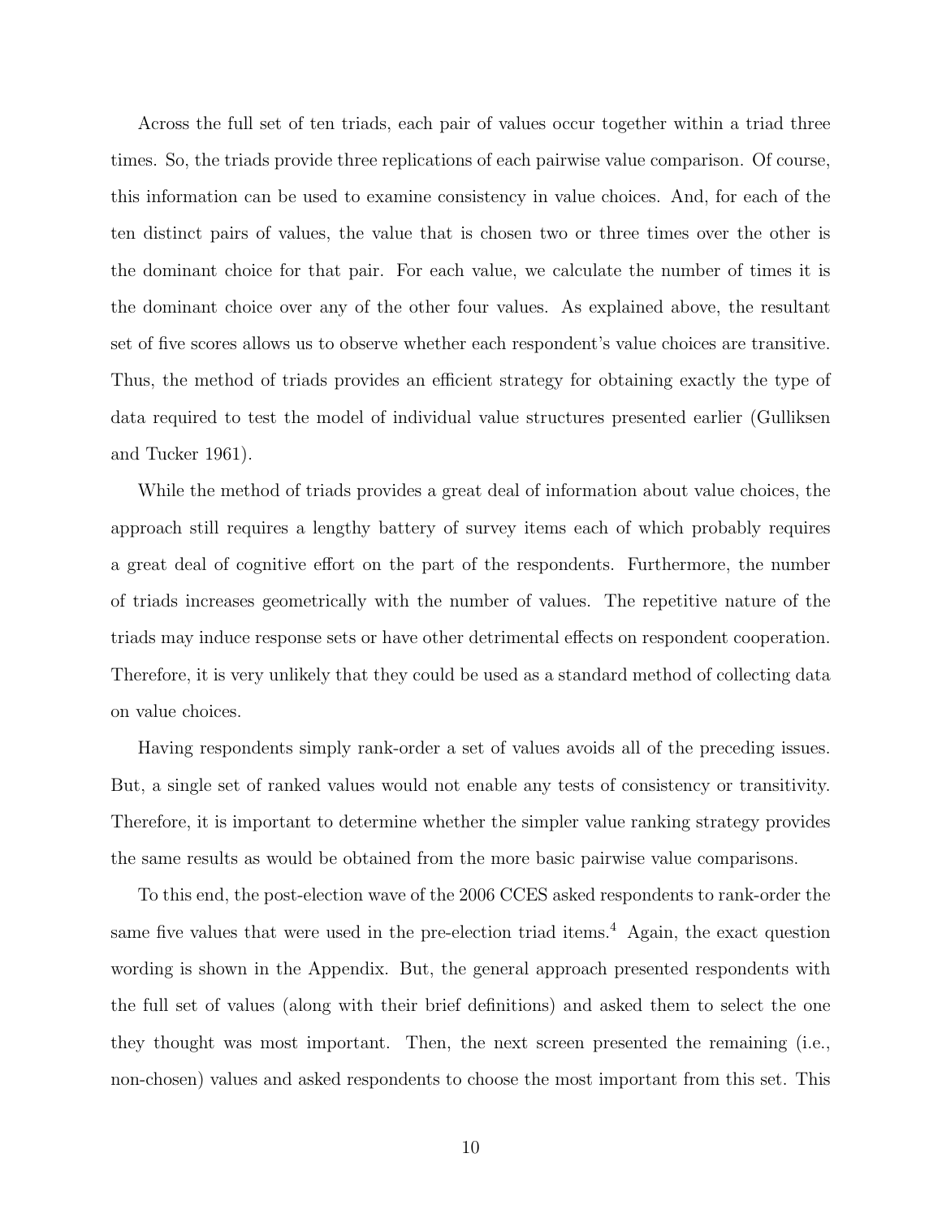Across the full set of ten triads, each pair of values occur together within a triad three times. So, the triads provide three replications of each pairwise value comparison. Of course, this information can be used to examine consistency in value choices. And, for each of the ten distinct pairs of values, the value that is chosen two or three times over the other is the dominant choice for that pair. For each value, we calculate the number of times it is the dominant choice over any of the other four values. As explained above, the resultant set of five scores allows us to observe whether each respondent's value choices are transitive. Thus, the method of triads provides an efficient strategy for obtaining exactly the type of data required to test the model of individual value structures presented earlier (Gulliksen and Tucker 1961).

While the method of triads provides a great deal of information about value choices, the approach still requires a lengthy battery of survey items each of which probably requires a great deal of cognitive effort on the part of the respondents. Furthermore, the number of triads increases geometrically with the number of values. The repetitive nature of the triads may induce response sets or have other detrimental effects on respondent cooperation. Therefore, it is very unlikely that they could be used as a standard method of collecting data on value choices.

Having respondents simply rank-order a set of values avoids all of the preceding issues. But, a single set of ranked values would not enable any tests of consistency or transitivity. Therefore, it is important to determine whether the simpler value ranking strategy provides the same results as would be obtained from the more basic pairwise value comparisons.

To this end, the post-election wave of the 2006 CCES asked respondents to rank-order the same five values that were used in the pre-election triad items.[4] Again, the exact question wording is shown in the Appendix. But, the general approach presented respondents with the full set of values (along with their brief definitions) and asked them to select the one they thought was most important. Then, the next screen presented the remaining (i.e., non-chosen) values and asked respondents to choose the most important from this set. This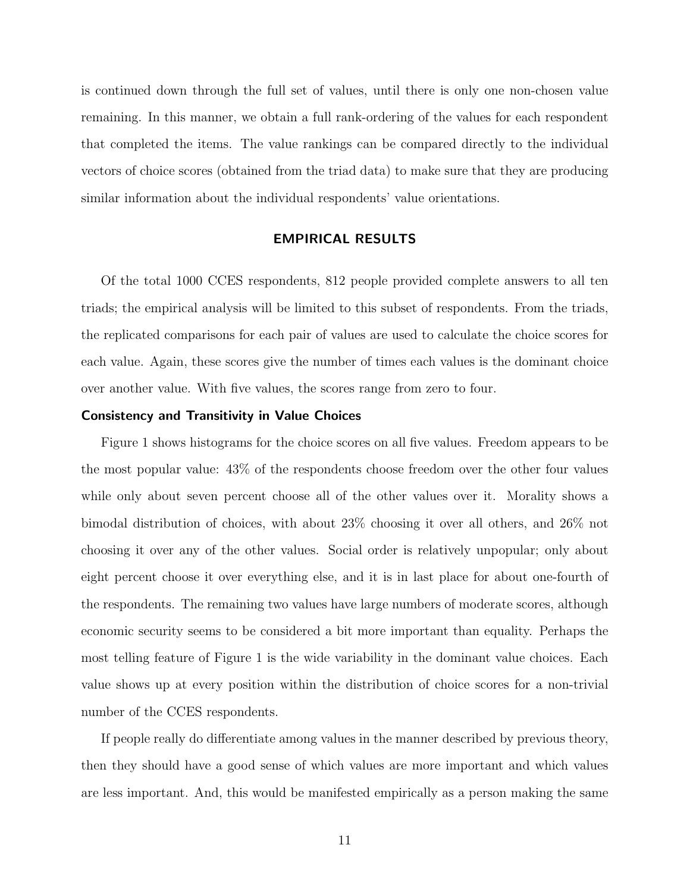is continued down through the full set of values, until there is only one non-chosen value remaining. In this manner, we obtain a full rank-ordering of the values for each respondent that completed the items. The value rankings can be compared directly to the individual vectors of choice scores (obtained from the triad data) to make sure that they are producing similar information about the individual respondents' value orientations.

## EMPIRICAL RESULTS

Of the total 1000 CCES respondents, 812 people provided complete answers to all ten triads; the empirical analysis will be limited to this subset of respondents. From the triads, the replicated comparisons for each pair of values are used to calculate the choice scores for each value. Again, these scores give the number of times each values is the dominant choice over another value. With five values, the scores range from zero to four.

### Consistency and Transitivity in Value Choices

Figure 1 shows histograms for the choice scores on all five values. Freedom appears to be the most popular value: 43% of the respondents choose freedom over the other four values while only about seven percent choose all of the other values over it. Morality shows a bimodal distribution of choices, with about 23% choosing it over all others, and 26% not choosing it over any of the other values. Social order is relatively unpopular; only about eight percent choose it over everything else, and it is in last place for about one-fourth of the respondents. The remaining two values have large numbers of moderate scores, although economic security seems to be considered a bit more important than equality. Perhaps the most telling feature of Figure 1 is the wide variability in the dominant value choices. Each value shows up at every position within the distribution of choice scores for a non-trivial number of the CCES respondents.

If people really do differentiate among values in the manner described by previous theory, then they should have a good sense of which values are more important and which values are less important. And, this would be manifested empirically as a person making the same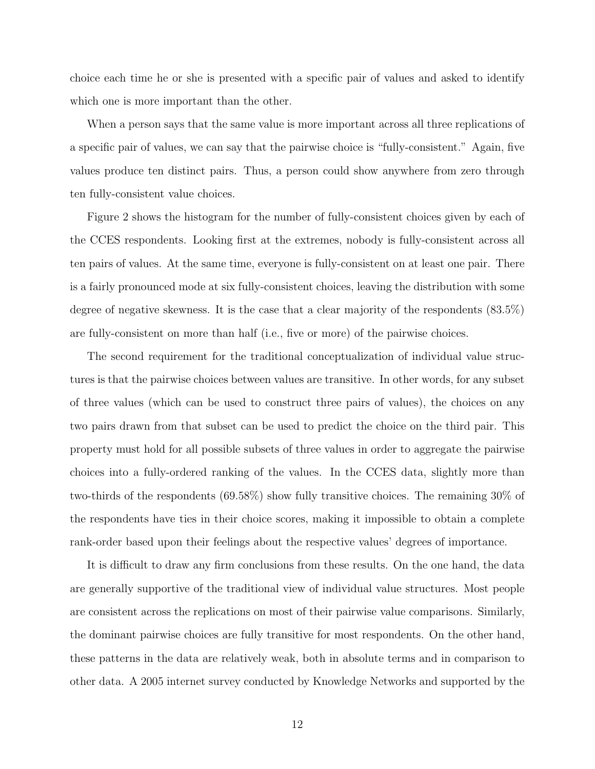choice each time he or she is presented with a specific pair of values and asked to identify which one is more important than the other.

When a person says that the same value is more important across all three replications of a specific pair of values, we can say that the pairwise choice is "fully-consistent." Again, five values produce ten distinct pairs. Thus, a person could show anywhere from zero through ten fully-consistent value choices.

Figure 2 shows the histogram for the number of fully-consistent choices given by each of the CCES respondents. Looking first at the extremes, nobody is fully-consistent across all ten pairs of values. At the same time, everyone is fully-consistent on at least one pair. There is a fairly pronounced mode at six fully-consistent choices, leaving the distribution with some degree of negative skewness. It is the case that a clear majority of the respondents (83.5%) are fully-consistent on more than half (i.e., five or more) of the pairwise choices.

The second requirement for the traditional conceptualization of individual value structures is that the pairwise choices between values are transitive. In other words, for any subset of three values (which can be used to construct three pairs of values), the choices on any two pairs drawn from that subset can be used to predict the choice on the third pair. This property must hold for all possible subsets of three values in order to aggregate the pairwise choices into a fully-ordered ranking of the values. In the CCES data, slightly more than two-thirds of the respondents (69.58%) show fully transitive choices. The remaining 30% of the respondents have ties in their choice scores, making it impossible to obtain a complete rank-order based upon their feelings about the respective values' degrees of importance.

It is difficult to draw any firm conclusions from these results. On the one hand, the data are generally supportive of the traditional view of individual value structures. Most people are consistent across the replications on most of their pairwise value comparisons. Similarly, the dominant pairwise choices are fully transitive for most respondents. On the other hand, these patterns in the data are relatively weak, both in absolute terms and in comparison to other data. A 2005 internet survey conducted by Knowledge Networks and supported by the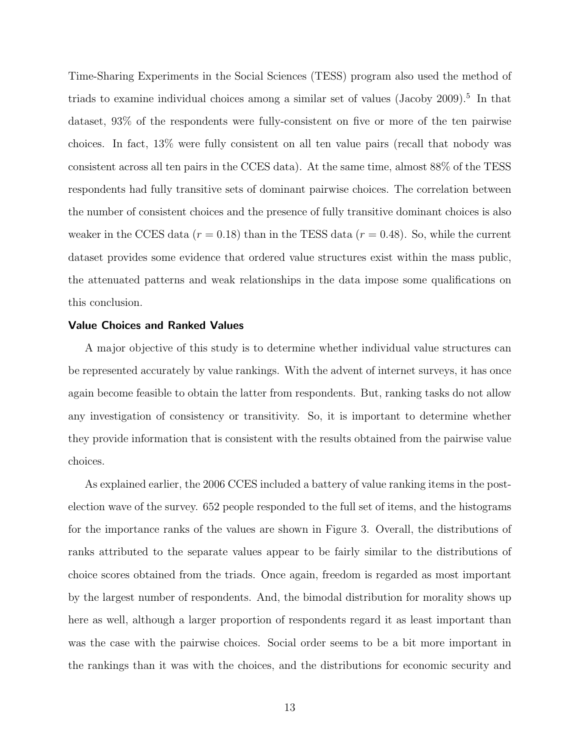Time-Sharing Experiments in the Social Sciences (TESS) program also used the method of triads to examine individual choices among a similar set of values (Jacoby 2009).[5] In that dataset, 93% of the respondents were fully-consistent on five or more of the ten pairwise choices. In fact, 13% were fully consistent on all ten value pairs (recall that nobody was consistent across all ten pairs in the CCES data). At the same time, almost 88% of the TESS respondents had fully transitive sets of dominant pairwise choices. The correlation between the number of consistent choices and the presence of fully transitive dominant choices is also weaker in the CCES data ($r = 0.18$) than in the TESS data ($r = 0.48$). So, while the current dataset provides some evidence that ordered value structures exist within the mass public, the attenuated patterns and weak relationships in the data impose some qualifications on this conclusion.

#### Value Choices and Ranked Values

A major objective of this study is to determine whether individual value structures can be represented accurately by value rankings. With the advent of internet surveys, it has once again become feasible to obtain the latter from respondents. But, ranking tasks do not allow any investigation of consistency or transitivity. So, it is important to determine whether they provide information that is consistent with the results obtained from the pairwise value choices.

As explained earlier, the 2006 CCES included a battery of value ranking items in the post-election wave of the survey. 652 people responded to the full set of items, and the histograms for the importance ranks of the values are shown in Figure 3. Overall, the distributions of ranks attributed to the separate values appear to be fairly similar to the distributions of choice scores obtained from the triads. Once again, freedom is regarded as most important by the largest number of respondents. And, the bimodal distribution for morality shows up here as well, although a larger proportion of respondents regard it as least important than was the case with the pairwise choices. Social order seems to be a bit more important in the rankings than it was with the choices, and the distributions for economic security and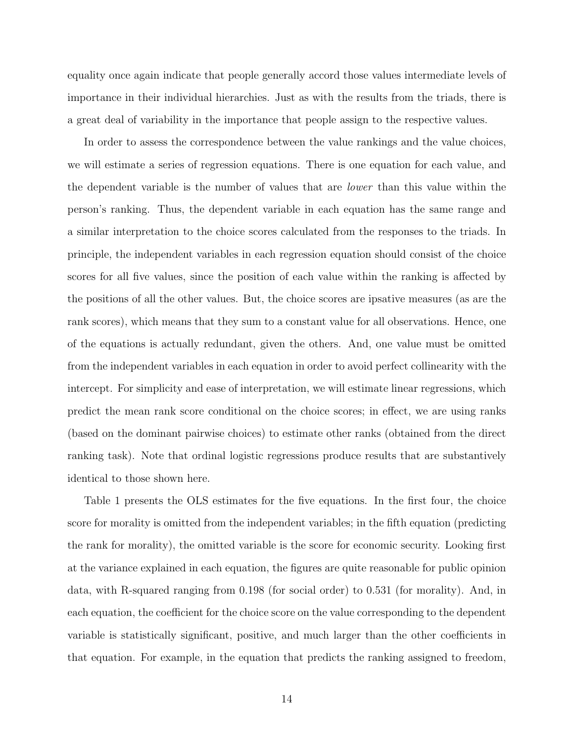equality once again indicate that people generally accord those values intermediate levels of importance in their individual hierarchies. Just as with the results from the triads, there is a great deal of variability in the importance that people assign to the respective values.

In order to assess the correspondence between the value rankings and the value choices, we will estimate a series of regression equations. There is one equation for each value, and the dependent variable is the number of values that are *lower* than this value within the person's ranking. Thus, the dependent variable in each equation has the same range and a similar interpretation to the choice scores calculated from the responses to the triads. In principle, the independent variables in each regression equation should consist of the choice scores for all five values, since the position of each value within the ranking is affected by the positions of all the other values. But, the choice scores are ipsative measures (as are the rank scores), which means that they sum to a constant value for all observations. Hence, one of the equations is actually redundant, given the others. And, one value must be omitted from the independent variables in each equation in order to avoid perfect collinearity with the intercept. For simplicity and ease of interpretation, we will estimate linear regressions, which predict the mean rank score conditional on the choice scores; in effect, we are using ranks (based on the dominant pairwise choices) to estimate other ranks (obtained from the direct ranking task). Note that ordinal logistic regressions produce results that are substantively identical to those shown here.

Table 1 presents the OLS estimates for the five equations. In the first four, the choice score for morality is omitted from the independent variables; in the fifth equation (predicting the rank for morality), the omitted variable is the score for economic security. Looking first at the variance explained in each equation, the figures are quite reasonable for public opinion data, with R-squared ranging from 0.198 (for social order) to 0.531 (for morality). And, in each equation, the coefficient for the choice score on the value corresponding to the dependent variable is statistically significant, positive, and much larger than the other coefficients in that equation. For example, in the equation that predicts the ranking assigned to freedom,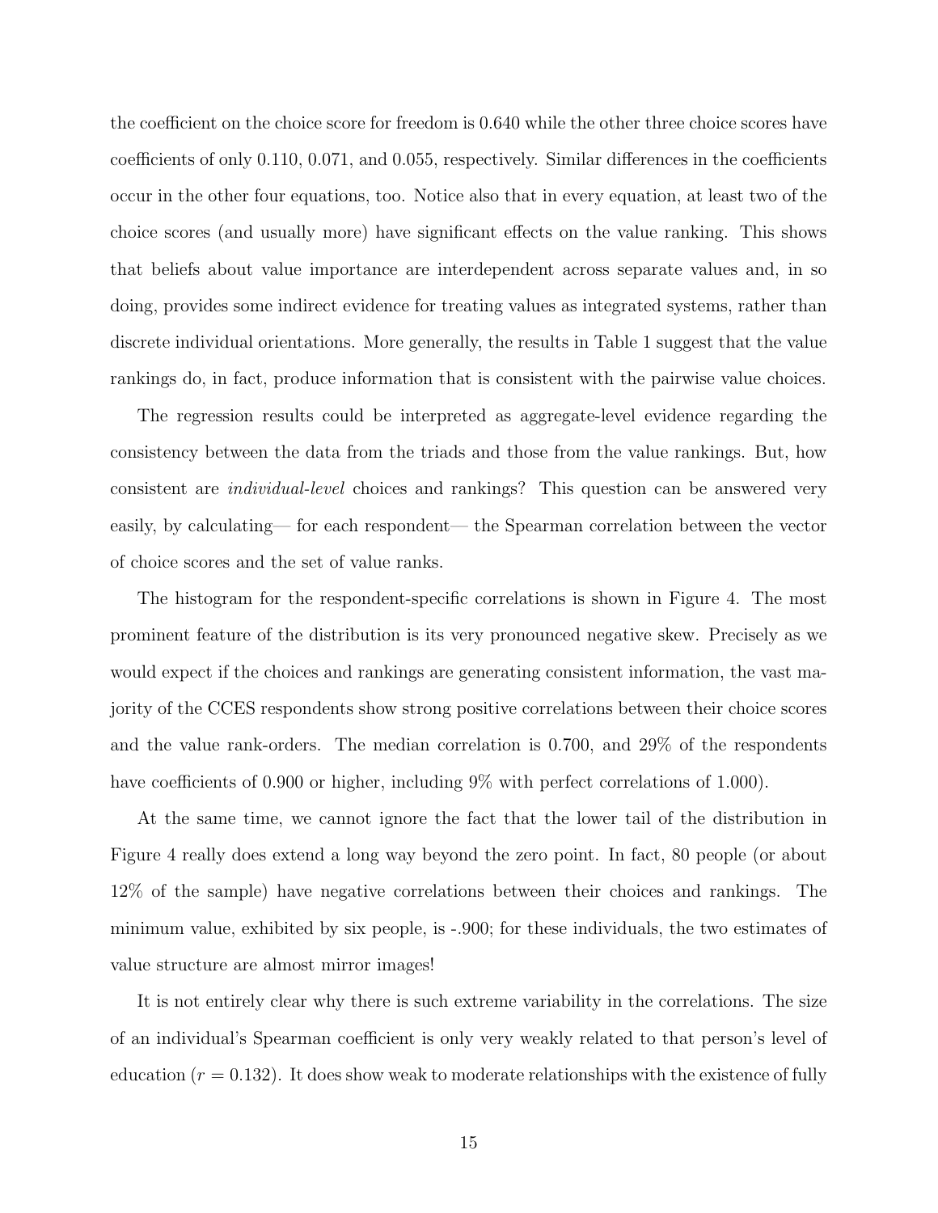the coefficient on the choice score for freedom is 0.640 while the other three choice scores have coefficients of only 0.110, 0.071, and 0.055, respectively. Similar differences in the coefficients occur in the other four equations, too. Notice also that in every equation, at least two of the choice scores (and usually more) have significant effects on the value ranking. This shows that beliefs about value importance are interdependent across separate values and, in so doing, provides some indirect evidence for treating values as integrated systems, rather than discrete individual orientations. More generally, the results in Table 1 suggest that the value rankings do, in fact, produce information that is consistent with the pairwise value choices.

The regression results could be interpreted as aggregate-level evidence regarding the consistency between the data from the triads and those from the value rankings. But, how consistent are *individual-level* choices and rankings? This question can be answered very easily, by calculating— for each respondent— the Spearman correlation between the vector of choice scores and the set of value ranks.

The histogram for the respondent-specific correlations is shown in Figure 4. The most prominent feature of the distribution is its very pronounced negative skew. Precisely as we would expect if the choices and rankings are generating consistent information, the vast majority of the CCES respondents show strong positive correlations between their choice scores and the value rank-orders. The median correlation is 0.700, and 29% of the respondents have coefficients of 0.900 or higher, including 9% with perfect correlations of 1.000).

At the same time, we cannot ignore the fact that the lower tail of the distribution in Figure 4 really does extend a long way beyond the zero point. In fact, 80 people (or about 12% of the sample) have negative correlations between their choices and rankings. The minimum value, exhibited by six people, is -.900; for these individuals, the two estimates of value structure are almost mirror images!

It is not entirely clear why there is such extreme variability in the correlations. The size of an individual's Spearman coefficient is only very weakly related to that person's level of education ($r = 0.132$). It does show weak to moderate relationships with the existence of fully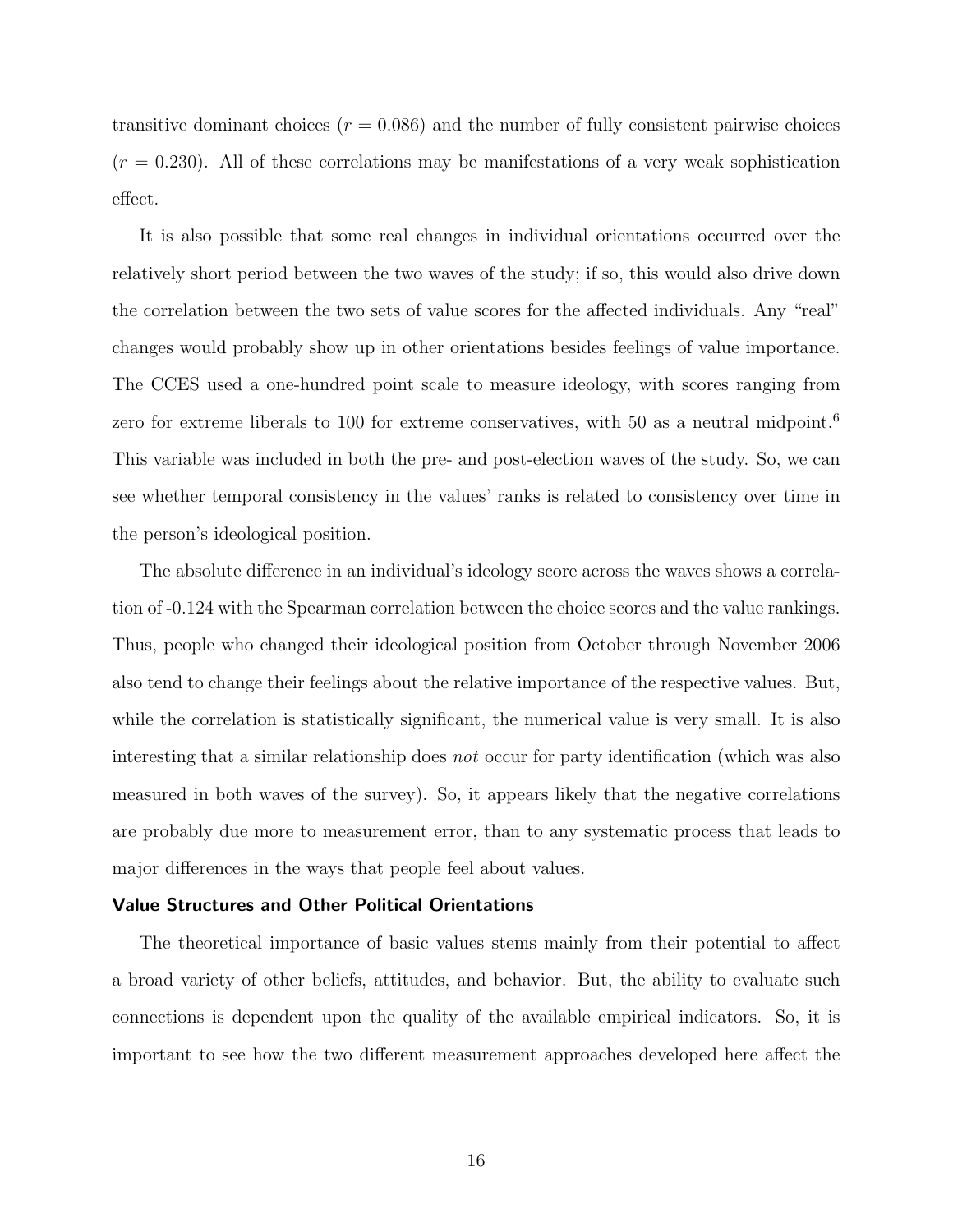transitive dominant choices ($r = 0.086$) and the number of fully consistent pairwise choices ($r = 0.230$). All of these correlations may be manifestations of a very weak sophistication effect.

It is also possible that some real changes in individual orientations occurred over the relatively short period between the two waves of the study; if so, this would also drive down the correlation between the two sets of value scores for the affected individuals. Any "real" changes would probably show up in other orientations besides feelings of value importance. The CCES used a one-hundred point scale to measure ideology, with scores ranging from zero for extreme liberals to 100 for extreme conservatives, with 50 as a neutral midpoint.[6] This variable was included in both the pre- and post-election waves of the study. So, we can see whether temporal consistency in the values' ranks is related to consistency over time in the person's ideological position.

The absolute difference in an individual's ideology score across the waves shows a correlation of -0.124 with the Spearman correlation between the choice scores and the value rankings. Thus, people who changed their ideological position from October through November 2006 also tend to change their feelings about the relative importance of the respective values. But, while the correlation is statistically significant, the numerical value is very small. It is also interesting that a similar relationship does *not* occur for party identification (which was also measured in both waves of the survey). So, it appears likely that the negative correlations are probably due more to measurement error, than to any systematic process that leads to major differences in the ways that people feel about values.

### Value Structures and Other Political Orientations

The theoretical importance of basic values stems mainly from their potential to affect a broad variety of other beliefs, attitudes, and behavior. But, the ability to evaluate such connections is dependent upon the quality of the available empirical indicators. So, it is important to see how the two different measurement approaches developed here affect the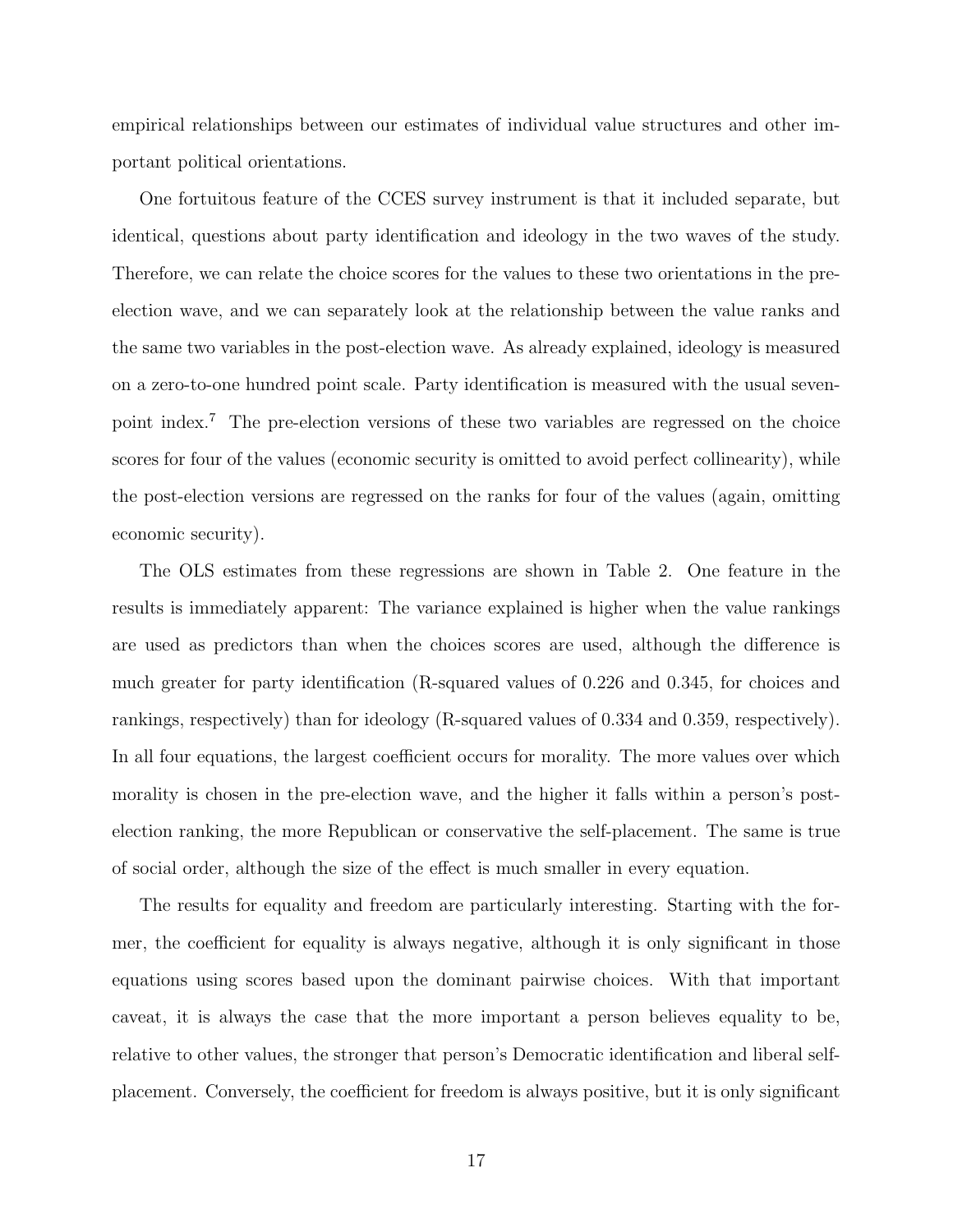empirical relationships between our estimates of individual value structures and other important political orientations.

One fortuitous feature of the CCES survey instrument is that it included separate, but identical, questions about party identification and ideology in the two waves of the study. Therefore, we can relate the choice scores for the values to these two orientations in the pre-election wave, and we can separately look at the relationship between the value ranks and the same two variables in the post-election wave. As already explained, ideology is measured on a zero-to-one hundred point scale. Party identification is measured with the usual seven-point index.[7] The pre-election versions of these two variables are regressed on the choice scores for four of the values (economic security is omitted to avoid perfect collinearity), while the post-election versions are regressed on the ranks for four of the values (again, omitting economic security).

The OLS estimates from these regressions are shown in Table 2. One feature in the results is immediately apparent: The variance explained is higher when the value rankings are used as predictors than when the choices scores are used, although the difference is much greater for party identification (R-squared values of 0.226 and 0.345, for choices and rankings, respectively) than for ideology (R-squared values of 0.334 and 0.359, respectively). In all four equations, the largest coefficient occurs for morality. The more values over which morality is chosen in the pre-election wave, and the higher it falls within a person's post-election ranking, the more Republican or conservative the self-placement. The same is true of social order, although the size of the effect is much smaller in every equation.

The results for equality and freedom are particularly interesting. Starting with the former, the coefficient for equality is always negative, although it is only significant in those equations using scores based upon the dominant pairwise choices. With that important caveat, it is always the case that the more important a person believes equality to be, relative to other values, the stronger that person's Democratic identification and liberal self-placement. Conversely, the coefficient for freedom is always positive, but it is only significant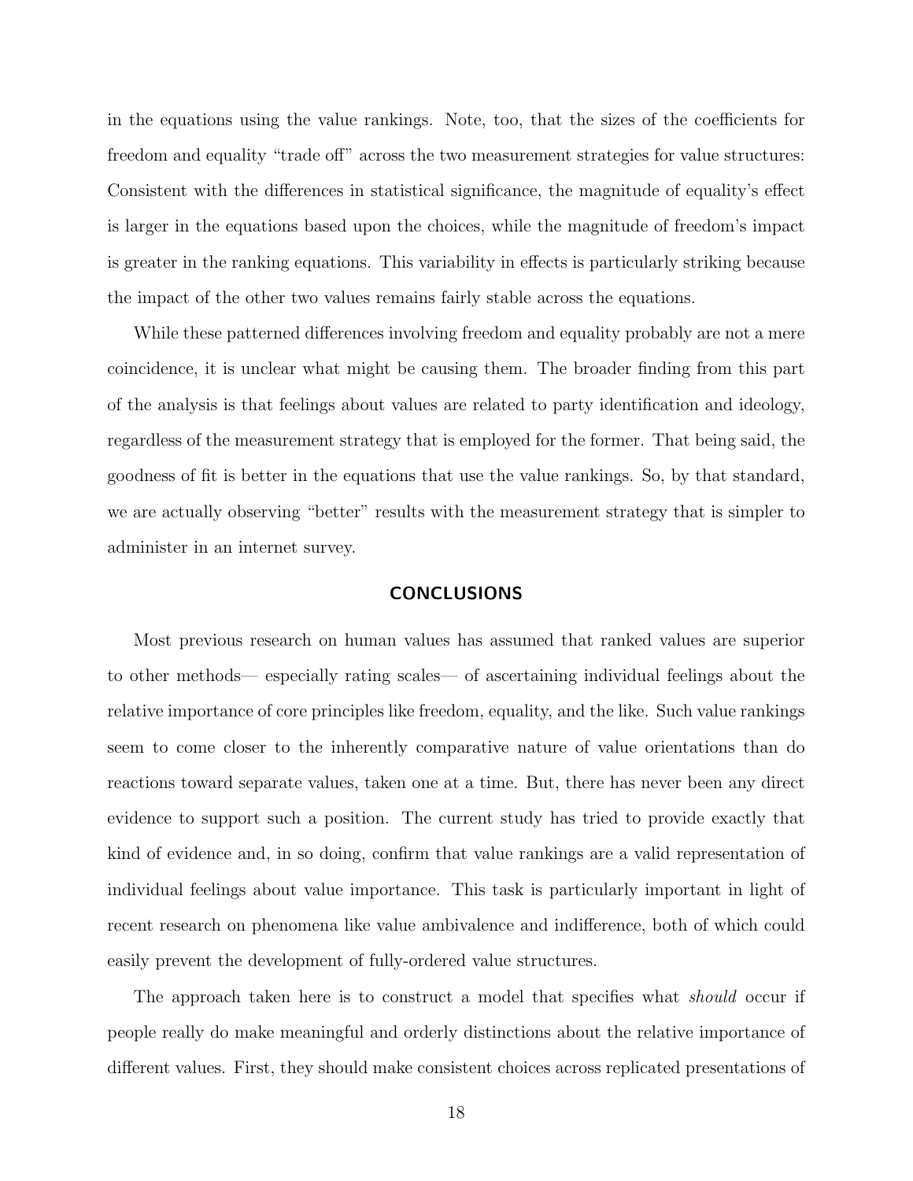in the equations using the value rankings. Note, too, that the sizes of the coefficients for freedom and equality "trade off" across the two measurement strategies for value structures: Consistent with the differences in statistical significance, the magnitude of equality's effect is larger in the equations based upon the choices, while the magnitude of freedom's impact is greater in the ranking equations. This variability in effects is particularly striking because the impact of the other two values remains fairly stable across the equations.

While these patterned differences involving freedom and equality probably are not a mere coincidence, it is unclear what might be causing them. The broader finding from this part of the analysis is that feelings about values are related to party identification and ideology, regardless of the measurement strategy that is employed for the former. That being said, the goodness of fit is better in the equations that use the value rankings. So, by that standard, we are actually observing "better" results with the measurement strategy that is simpler to administer in an internet survey.

## CONCLUSIONS

Most previous research on human values has assumed that ranked values are superior to other methods— especially rating scales— of ascertaining individual feelings about the relative importance of core principles like freedom, equality, and the like. Such value rankings seem to come closer to the inherently comparative nature of value orientations than do reactions toward separate values, taken one at a time. But, there has never been any direct evidence to support such a position. The current study has tried to provide exactly that kind of evidence and, in so doing, confirm that value rankings are a valid representation of individual feelings about value importance. This task is particularly important in light of recent research on phenomena like value ambivalence and indifference, both of which could easily prevent the development of fully-ordered value structures.

The approach taken here is to construct a model that specifies what *should* occur if people really do make meaningful and orderly distinctions about the relative importance of different values. First, they should make consistent choices across replicated presentations of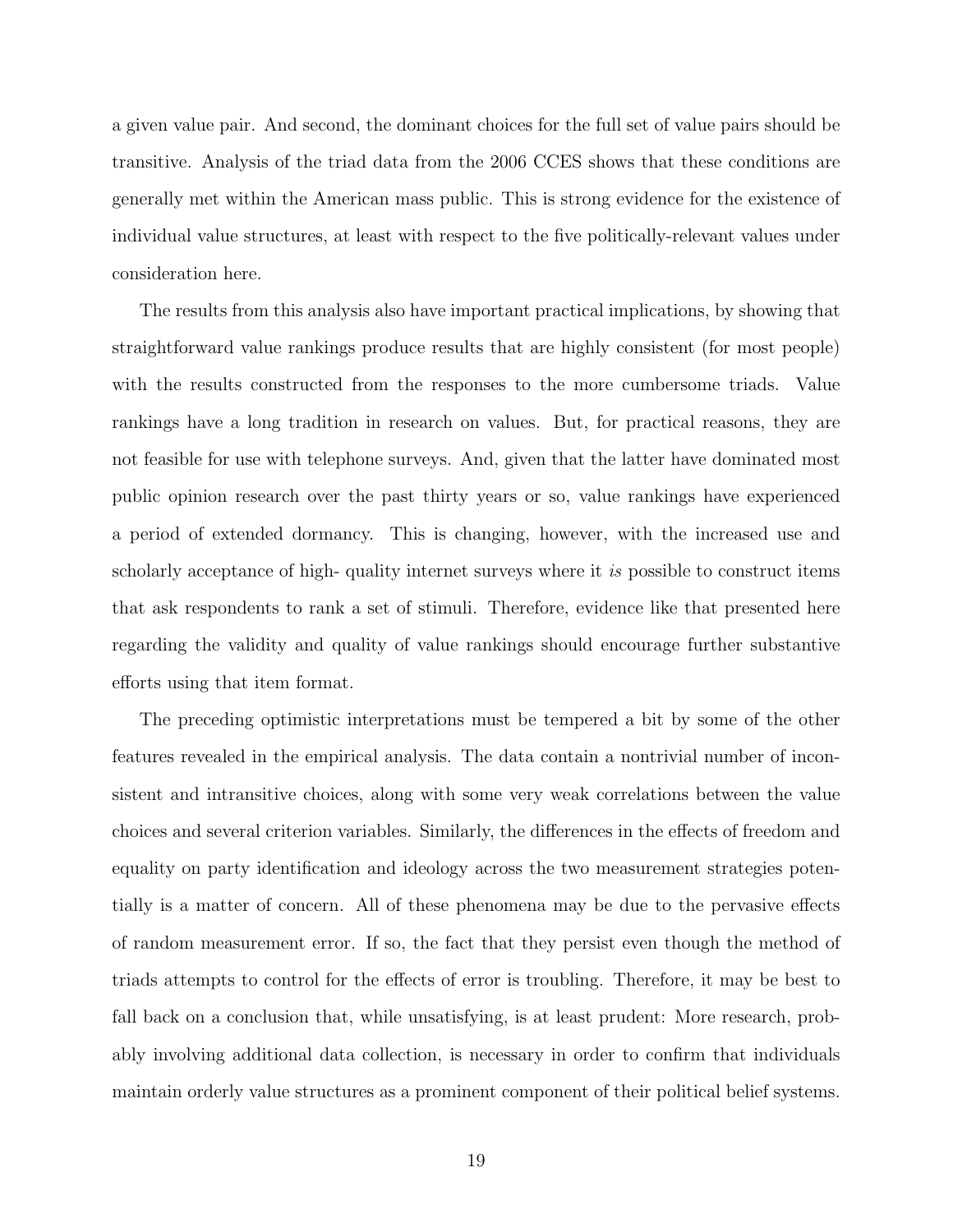a given value pair. And second, the dominant choices for the full set of value pairs should be transitive. Analysis of the triad data from the 2006 CCES shows that these conditions are generally met within the American mass public. This is strong evidence for the existence of individual value structures, at least with respect to the five politically-relevant values under consideration here.

The results from this analysis also have important practical implications, by showing that straightforward value rankings produce results that are highly consistent (for most people) with the results constructed from the responses to the more cumbersome triads. Value rankings have a long tradition in research on values. But, for practical reasons, they are not feasible for use with telephone surveys. And, given that the latter have dominated most public opinion research over the past thirty years or so, value rankings have experienced a period of extended dormancy. This is changing, however, with the increased use and scholarly acceptance of high- quality internet surveys where it *is* possible to construct items that ask respondents to rank a set of stimuli. Therefore, evidence like that presented here regarding the validity and quality of value rankings should encourage further substantive efforts using that item format.

The preceding optimistic interpretations must be tempered a bit by some of the other features revealed in the empirical analysis. The data contain a nontrivial number of inconsistent and intransitive choices, along with some very weak correlations between the value choices and several criterion variables. Similarly, the differences in the effects of freedom and equality on party identification and ideology across the two measurement strategies potentially is a matter of concern. All of these phenomena may be due to the pervasive effects of random measurement error. If so, the fact that they persist even though the method of triads attempts to control for the effects of error is troubling. Therefore, it may be best to fall back on a conclusion that, while unsatisfying, is at least prudent: More research, probably involving additional data collection, is necessary in order to confirm that individuals maintain orderly value structures as a prominent component of their political belief systems.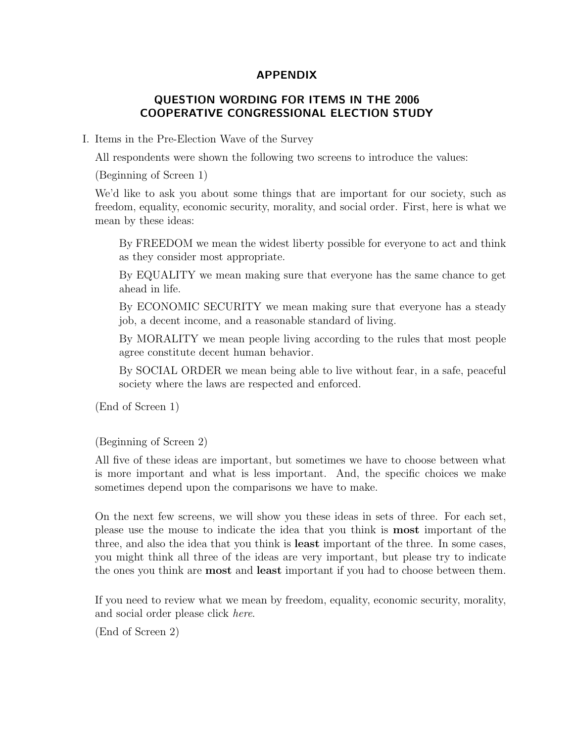# APPENDIX

## QUESTION WORDING FOR ITEMS IN THE 2006 COOPERATIVE CONGRESSIONAL ELECTION STUDY

I. Items in the Pre-Election Wave of the Survey

All respondents were shown the following two screens to introduce the values:

(Beginning of Screen 1)

We'd like to ask you about some things that are important for our society, such as freedom, equality, economic security, morality, and social order. First, here is what we mean by these ideas:

> By FREEDOM we mean the widest liberty possible for everyone to act and think as they consider most appropriate.
>
> By EQUALITY we mean making sure that everyone has the same chance to get ahead in life.
>
> By ECONOMIC SECURITY we mean making sure that everyone has a steady job, a decent income, and a reasonable standard of living.
>
> By MORALITY we mean people living according to the rules that most people agree constitute decent human behavior.
>
> By SOCIAL ORDER we mean being able to live without fear, in a safe, peaceful society where the laws are respected and enforced.

(End of Screen 1)

(Beginning of Screen 2)

All five of these ideas are important, but sometimes we have to choose between what is more important and what is less important. And, the specific choices we make sometimes depend upon the comparisons we have to make.

On the next few screens, we will show you these ideas in sets of three. For each set, please use the mouse to indicate the idea that you think is **most** important of the three, and also the idea that you think is **least** important of the three. In some cases, you might think all three of the ideas are very important, but please try to indicate the ones you think are **most** and **least** important if you had to choose between them.

If you need to review what we mean by freedom, equality, economic security, morality, and social order please click *here*.

(End of Screen 2)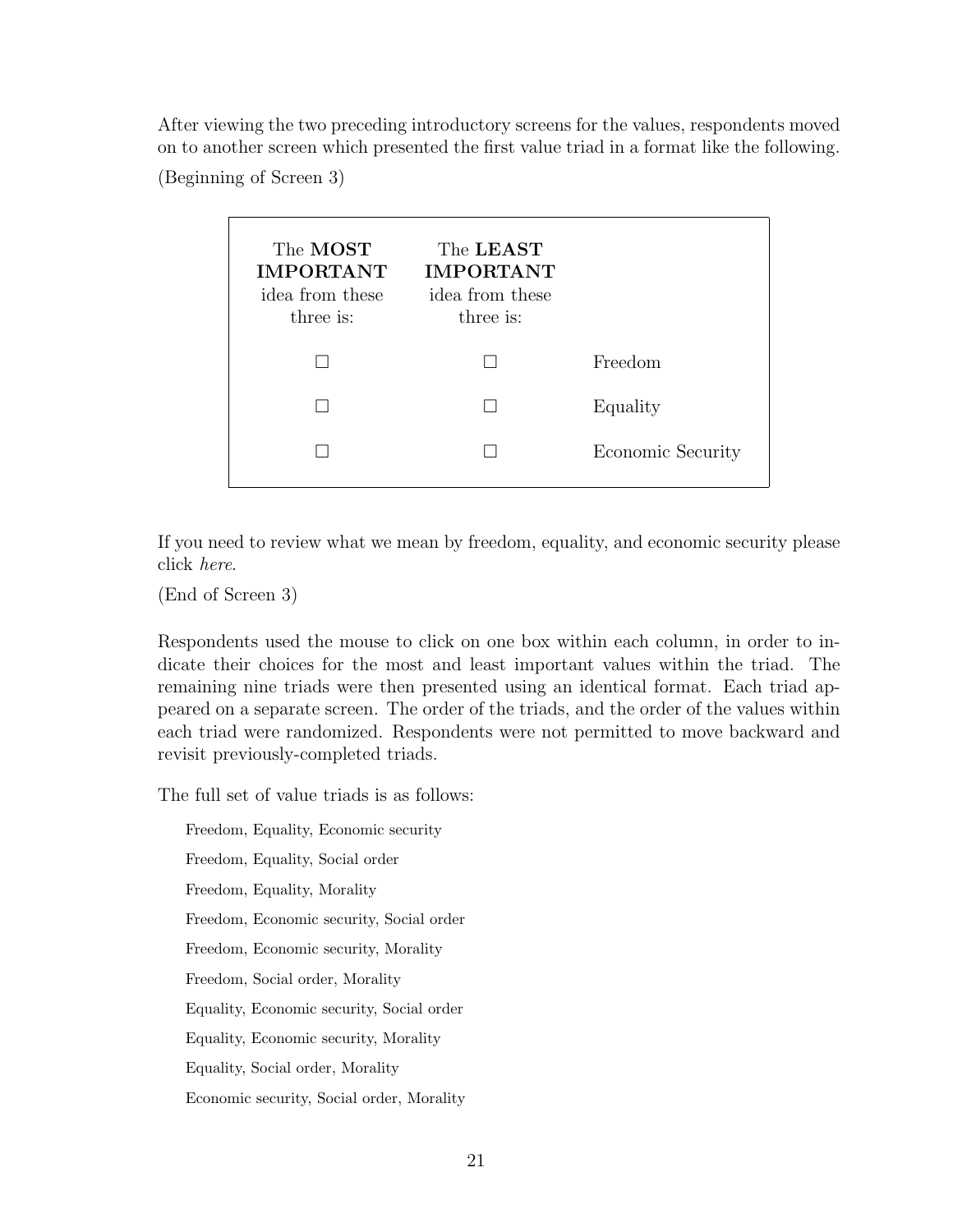After viewing the two preceding introductory screens for the values, respondents moved on to another screen which presented the first value triad in a format like the following.

(Beginning of Screen 3)

| The **MOST IMPORTANT** idea from these three is: | The **LEAST IMPORTANT** idea from these three is: | |
|---|---|---|
| ☐ | ☐ | Freedom |
| ☐ | ☐ | Equality |
| ☐ | ☐ | Economic Security |

If you need to review what we mean by freedom, equality, and economic security please click *here*.

(End of Screen 3)

Respondents used the mouse to click on one box within each column, in order to indicate their choices for the most and least important values within the triad. The remaining nine triads were then presented using an identical format. Each triad appeared on a separate screen. The order of the triads, and the order of the values within each triad were randomized. Respondents were not permitted to move backward and revisit previously-completed triads.

The full set of value triads is as follows:

Freedom, Equality, Economic security

Freedom, Equality, Social order

Freedom, Equality, Morality

Freedom, Economic security, Social order

Freedom, Economic security, Morality

Freedom, Social order, Morality

Equality, Economic security, Social order

Equality, Economic security, Morality

Equality, Social order, Morality

Economic security, Social order, Morality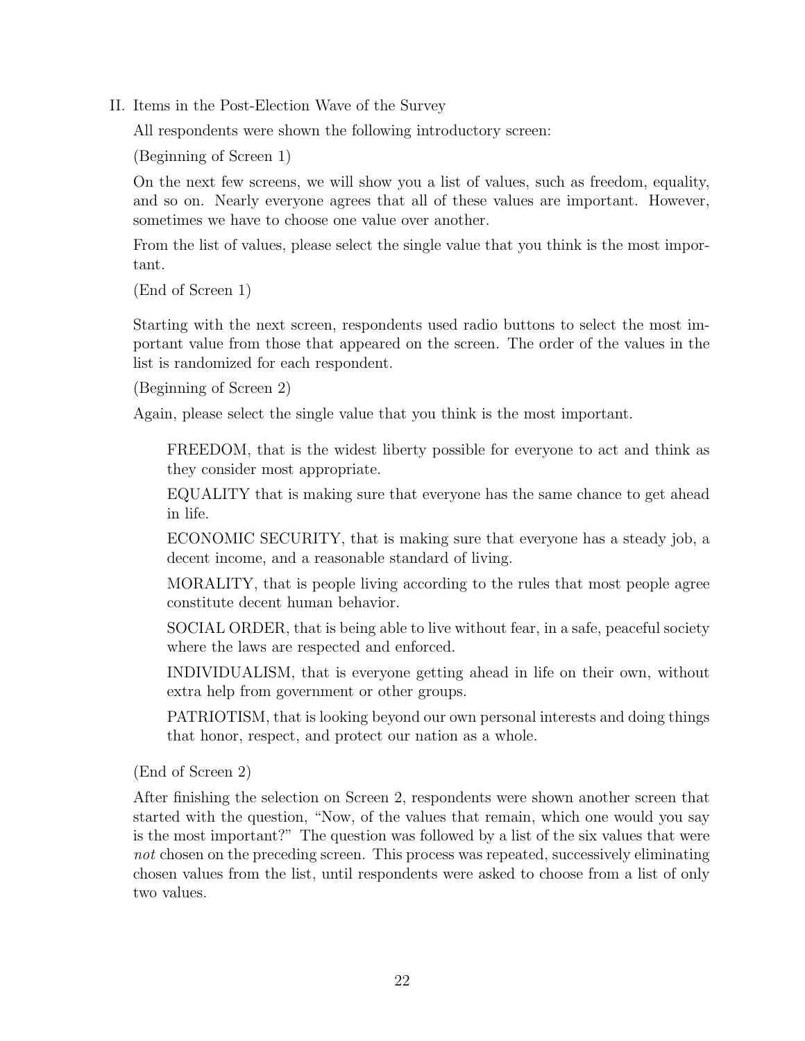II. Items in the Post-Election Wave of the Survey

All respondents were shown the following introductory screen:

(Beginning of Screen 1)

On the next few screens, we will show you a list of values, such as freedom, equality, and so on. Nearly everyone agrees that all of these values are important. However, sometimes we have to choose one value over another.

From the list of values, please select the single value that you think is the most important.

(End of Screen 1)

Starting with the next screen, respondents used radio buttons to select the most important value from those that appeared on the screen. The order of the values in the list is randomized for each respondent.

(Beginning of Screen 2)

Again, please select the single value that you think is the most important.

> FREEDOM, that is the widest liberty possible for everyone to act and think as they consider most appropriate.
>
> EQUALITY that is making sure that everyone has the same chance to get ahead in life.
>
> ECONOMIC SECURITY, that is making sure that everyone has a steady job, a decent income, and a reasonable standard of living.
>
> MORALITY, that is people living according to the rules that most people agree constitute decent human behavior.
>
> SOCIAL ORDER, that is being able to live without fear, in a safe, peaceful society where the laws are respected and enforced.
>
> INDIVIDUALISM, that is everyone getting ahead in life on their own, without extra help from government or other groups.
>
> PATRIOTISM, that is looking beyond our own personal interests and doing things that honor, respect, and protect our nation as a whole.

(End of Screen 2)

After finishing the selection on Screen 2, respondents were shown another screen that started with the question, "Now, of the values that remain, which one would you say is the most important?" The question was followed by a list of the six values that were *not* chosen on the preceding screen. This process was repeated, successively eliminating chosen values from the list, until respondents were asked to choose from a list of only two values.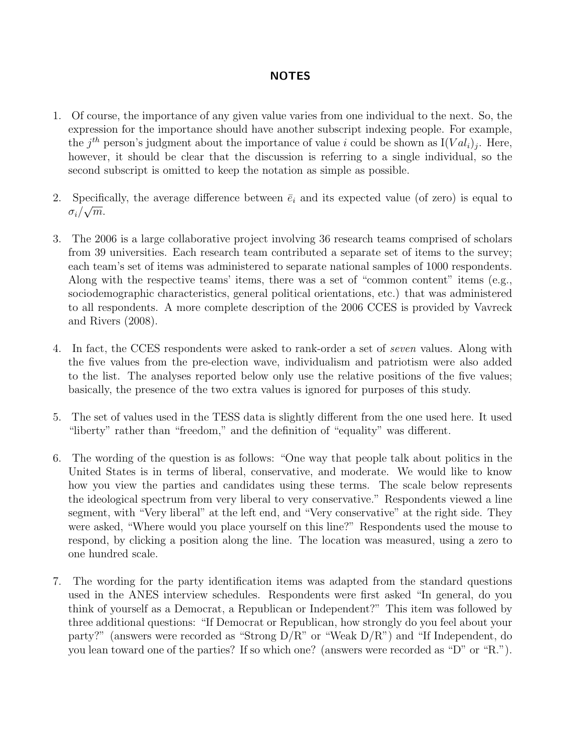## NOTES

1. Of course, the importance of any given value varies from one individual to the next. So, the expression for the importance should have another subscript indexing people. For example, the $j^{th}$ person's judgment about the importance of value $i$ could be shown as $\mathrm{I}(Val_i)_j$. Here, however, it should be clear that the discussion is referring to a single individual, so the second subscript is omitted to keep the notation as simple as possible.

2. Specifically, the average difference between $\bar{e}_i$ and its expected value (of zero) is equal to $\sigma_i/\sqrt{m}$.

3. The 2006 is a large collaborative project involving 36 research teams comprised of scholars from 39 universities. Each research team contributed a separate set of items to the survey; each team's set of items was administered to separate national samples of 1000 respondents. Along with the respective teams' items, there was a set of "common content" items (e.g., sociodemographic characteristics, general political orientations, etc.) that was administered to all respondents. A more complete description of the 2006 CCES is provided by Vavreck and Rivers (2008).

4. In fact, the CCES respondents were asked to rank-order a set of *seven* values. Along with the five values from the pre-election wave, individualism and patriotism were also added to the list. The analyses reported below only use the relative positions of the five values; basically, the presence of the two extra values is ignored for purposes of this study.

5. The set of values used in the TESS data is slightly different from the one used here. It used "liberty" rather than "freedom," and the definition of "equality" was different.

6. The wording of the question is as follows: "One way that people talk about politics in the United States is in terms of liberal, conservative, and moderate. We would like to know how you view the parties and candidates using these terms. The scale below represents the ideological spectrum from very liberal to very conservative." Respondents viewed a line segment, with "Very liberal" at the left end, and "Very conservative" at the right side. They were asked, "Where would you place yourself on this line?" Respondents used the mouse to respond, by clicking a position along the line. The location was measured, using a zero to one hundred scale.

7. The wording for the party identification items was adapted from the standard questions used in the ANES interview schedules. Respondents were first asked "In general, do you think of yourself as a Democrat, a Republican or Independent?" This item was followed by three additional questions: "If Democrat or Republican, how strongly do you feel about your party?" (answers were recorded as "Strong D/R" or "Weak D/R") and "If Independent, do you lean toward one of the parties? If so which one? (answers were recorded as "D" or "R.").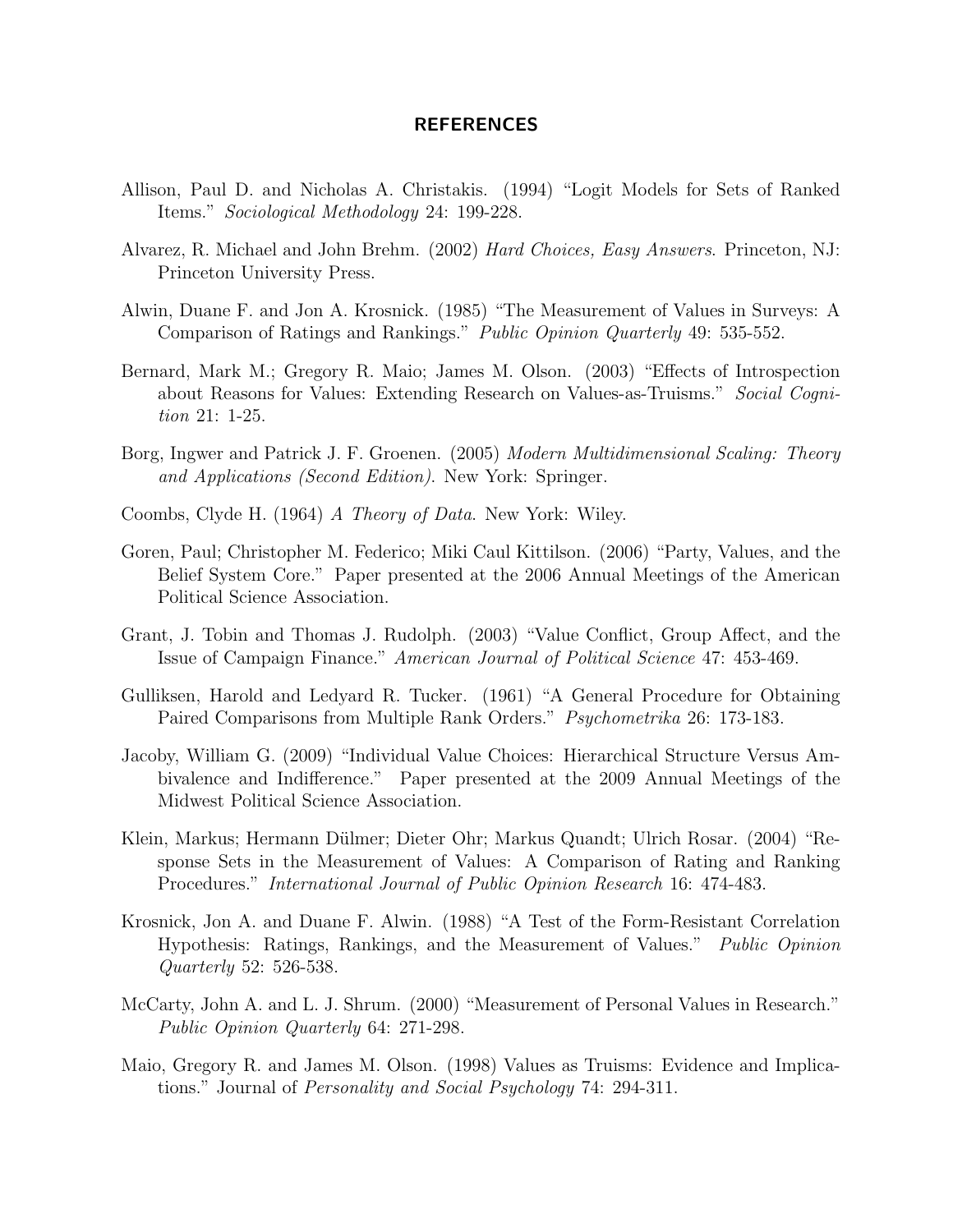# REFERENCES

Allison, Paul D. and Nicholas A. Christakis. (1994) "Logit Models for Sets of Ranked Items." *Sociological Methodology* 24: 199-228.

Alvarez, R. Michael and John Brehm. (2002) *Hard Choices, Easy Answers*. Princeton, NJ: Princeton University Press.

Alwin, Duane F. and Jon A. Krosnick. (1985) "The Measurement of Values in Surveys: A Comparison of Ratings and Rankings." *Public Opinion Quarterly* 49: 535-552.

Bernard, Mark M.; Gregory R. Maio; James M. Olson. (2003) "Effects of Introspection about Reasons for Values: Extending Research on Values-as-Truisms." *Social Cognition* 21: 1-25.

Borg, Ingwer and Patrick J. F. Groenen. (2005) *Modern Multidimensional Scaling: Theory and Applications (Second Edition)*. New York: Springer.

Coombs, Clyde H. (1964) *A Theory of Data*. New York: Wiley.

Goren, Paul; Christopher M. Federico; Miki Caul Kittilson. (2006) "Party, Values, and the Belief System Core." Paper presented at the 2006 Annual Meetings of the American Political Science Association.

Grant, J. Tobin and Thomas J. Rudolph. (2003) "Value Conflict, Group Affect, and the Issue of Campaign Finance." *American Journal of Political Science* 47: 453-469.

Gulliksen, Harold and Ledyard R. Tucker. (1961) "A General Procedure for Obtaining Paired Comparisons from Multiple Rank Orders." *Psychometrika* 26: 173-183.

Jacoby, William G. (2009) "Individual Value Choices: Hierarchical Structure Versus Ambivalence and Indifference." Paper presented at the 2009 Annual Meetings of the Midwest Political Science Association.

Klein, Markus; Hermann Dülmer; Dieter Ohr; Markus Quandt; Ulrich Rosar. (2004) "Response Sets in the Measurement of Values: A Comparison of Rating and Ranking Procedures." *International Journal of Public Opinion Research* 16: 474-483.

Krosnick, Jon A. and Duane F. Alwin. (1988) "A Test of the Form-Resistant Correlation Hypothesis: Ratings, Rankings, and the Measurement of Values." *Public Opinion Quarterly* 52: 526-538.

McCarty, John A. and L. J. Shrum. (2000) "Measurement of Personal Values in Research." *Public Opinion Quarterly* 64: 271-298.

Maio, Gregory R. and James M. Olson. (1998) Values as Truisms: Evidence and Implications." Journal of *Personality and Social Psychology* 74: 294-311.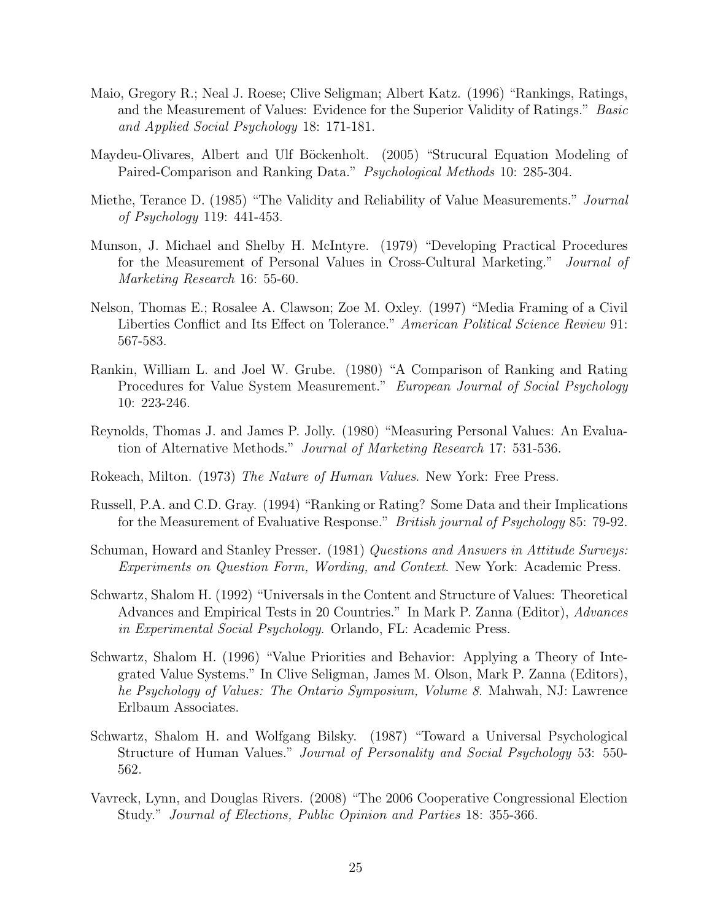Maio, Gregory R.; Neal J. Roese; Clive Seligman; Albert Katz. (1996) "Rankings, Ratings, and the Measurement of Values: Evidence for the Superior Validity of Ratings." *Basic and Applied Social Psychology* 18: 171-181.

Maydeu-Olivares, Albert and Ulf Böckenholt. (2005) "Strucural Equation Modeling of Paired-Comparison and Ranking Data." *Psychological Methods* 10: 285-304.

Miethe, Terance D. (1985) "The Validity and Reliability of Value Measurements." *Journal of Psychology* 119: 441-453.

Munson, J. Michael and Shelby H. McIntyre. (1979) "Developing Practical Procedures for the Measurement of Personal Values in Cross-Cultural Marketing." *Journal of Marketing Research* 16: 55-60.

Nelson, Thomas E.; Rosalee A. Clawson; Zoe M. Oxley. (1997) "Media Framing of a Civil Liberties Conflict and Its Effect on Tolerance." *American Political Science Review* 91: 567-583.

Rankin, William L. and Joel W. Grube. (1980) "A Comparison of Ranking and Rating Procedures for Value System Measurement." *European Journal of Social Psychology* 10: 223-246.

Reynolds, Thomas J. and James P. Jolly. (1980) "Measuring Personal Values: An Evaluation of Alternative Methods." *Journal of Marketing Research* 17: 531-536.

Rokeach, Milton. (1973) *The Nature of Human Values*. New York: Free Press.

Russell, P.A. and C.D. Gray. (1994) "Ranking or Rating? Some Data and their Implications for the Measurement of Evaluative Response." *British journal of Psychology* 85: 79-92.

Schuman, Howard and Stanley Presser. (1981) *Questions and Answers in Attitude Surveys: Experiments on Question Form, Wording, and Context*. New York: Academic Press.

Schwartz, Shalom H. (1992) "Universals in the Content and Structure of Values: Theoretical Advances and Empirical Tests in 20 Countries." In Mark P. Zanna (Editor), *Advances in Experimental Social Psychology*. Orlando, FL: Academic Press.

Schwartz, Shalom H. (1996) "Value Priorities and Behavior: Applying a Theory of Integrated Value Systems." In Clive Seligman, James M. Olson, Mark P. Zanna (Editors), *he Psychology of Values: The Ontario Symposium, Volume 8*. Mahwah, NJ: Lawrence Erlbaum Associates.

Schwartz, Shalom H. and Wolfgang Bilsky. (1987) "Toward a Universal Psychological Structure of Human Values." *Journal of Personality and Social Psychology* 53: 550-562.

Vavreck, Lynn, and Douglas Rivers. (2008) "The 2006 Cooperative Congressional Election Study." *Journal of Elections, Public Opinion and Parties* 18: 355-366.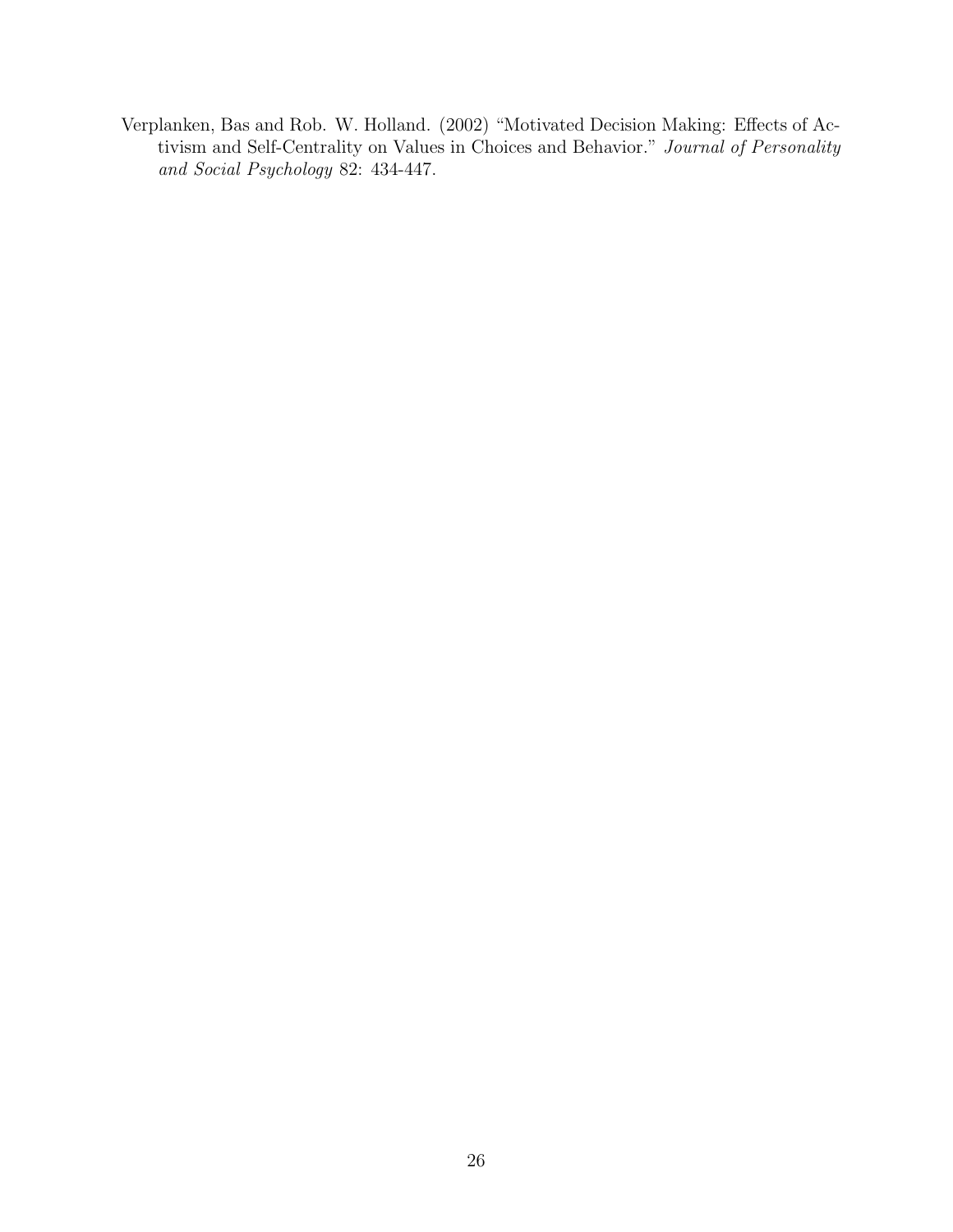Verplanken, Bas and Rob. W. Holland. (2002) "Motivated Decision Making: Effects of Activism and Self-Centrality on Values in Choices and Behavior." *Journal of Personality and Social Psychology* 82: 434-447.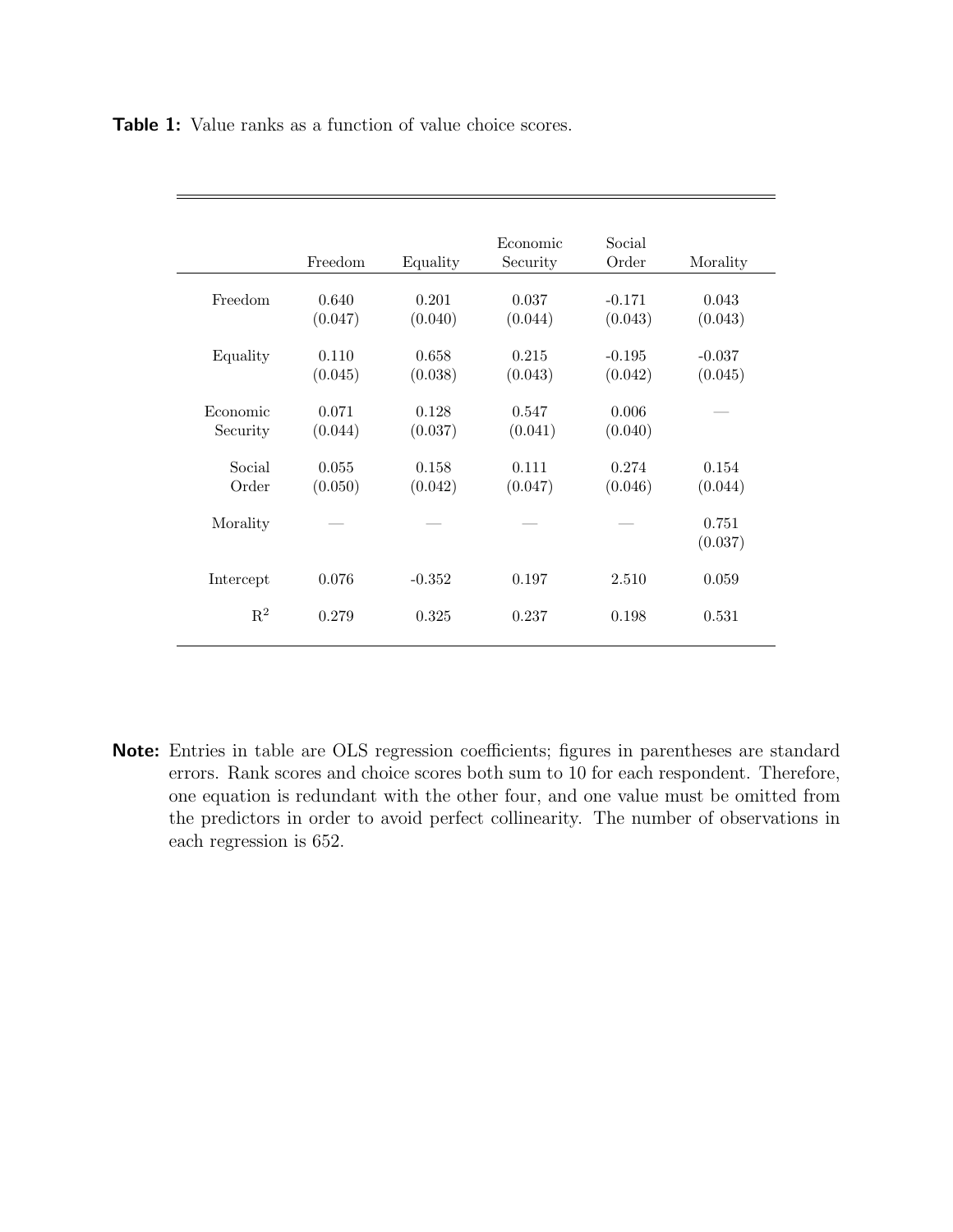**Table 1:** Value ranks as a function of value choice scores.

| | Freedom | Equality | Economic Security | Social Order | Morality |
|---|---|---|---|---|---|
| Freedom | 0.640<br>(0.047) | 0.201<br>(0.040) | 0.037<br>(0.044) | -0.171<br>(0.043) | 0.043<br>(0.043) |
| Equality | 0.110<br>(0.045) | 0.658<br>(0.038) | 0.215<br>(0.043) | -0.195<br>(0.042) | -0.037<br>(0.045) |
| Economic Security | 0.071<br>(0.044) | 0.128<br>(0.037) | 0.547<br>(0.041) | 0.006<br>(0.040) | — |
| Social Order | 0.055<br>(0.050) | 0.158<br>(0.042) | 0.111<br>(0.047) | 0.274<br>(0.046) | 0.154<br>(0.044) |
| Morality | — | — | — | — | 0.751<br>(0.037) |
| Intercept | 0.076 | -0.352 | 0.197 | 2.510 | 0.059 |
| $R^2$ | 0.279 | 0.325 | 0.237 | 0.198 | 0.531 |

**Note:** Entries in table are OLS regression coefficients; figures in parentheses are standard errors. Rank scores and choice scores both sum to 10 for each respondent. Therefore, one equation is redundant with the other four, and one value must be omitted from the predictors in order to avoid perfect collinearity. The number of observations in each regression is 652.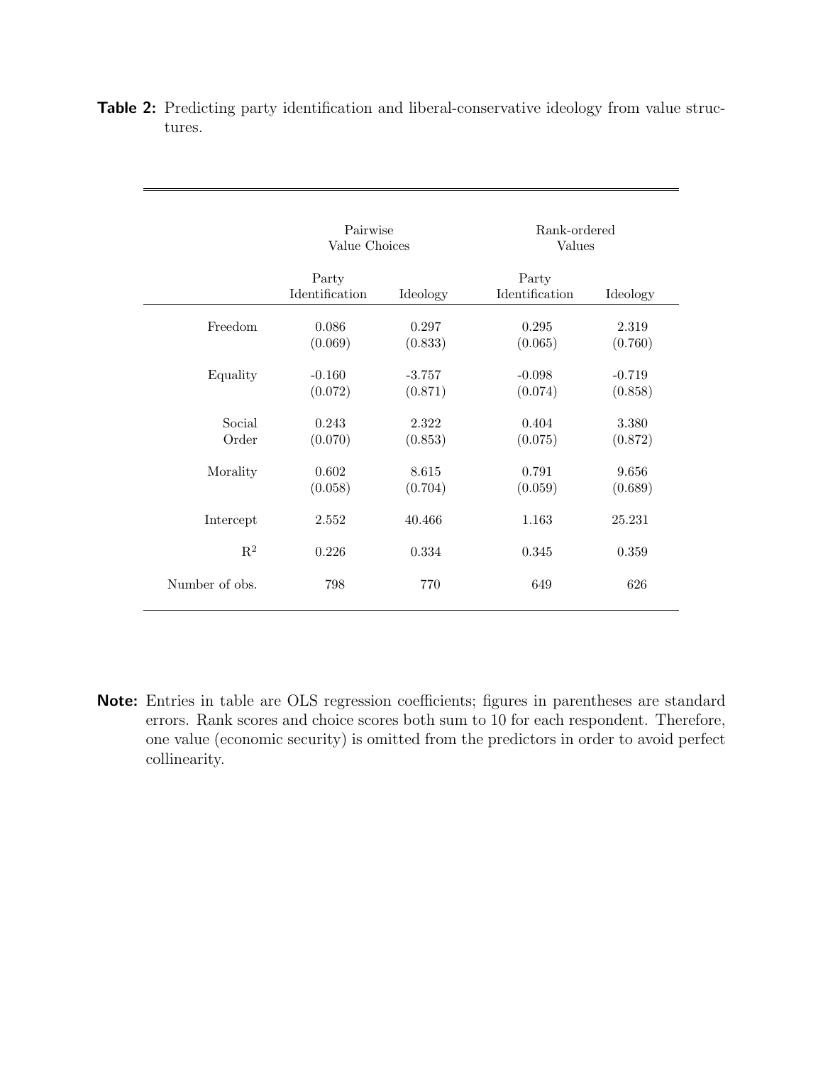**Table 2:** Predicting party identification and liberal-conservative ideology from value structures.

| | Pairwise Value Choices | | Rank-ordered Values | |
|---|---|---|---|---|
| | Party Identification | Ideology | Party Identification | Ideology |
| Freedom | 0.086 | 0.297 | 0.295 | 2.319 |
| | (0.069) | (0.833) | (0.065) | (0.760) |
| Equality | -0.160 | -3.757 | -0.098 | -0.719 |
| | (0.072) | (0.871) | (0.074) | (0.858) |
| Social Order | 0.243 | 2.322 | 0.404 | 3.380 |
| | (0.070) | (0.853) | (0.075) | (0.872) |
| Morality | 0.602 | 8.615 | 0.791 | 9.656 |
| | (0.058) | (0.704) | (0.059) | (0.689) |
| Intercept | 2.552 | 40.466 | 1.163 | 25.231 |
| $R^2$ | 0.226 | 0.334 | 0.345 | 0.359 |
| Number of obs. | 798 | 770 | 649 | 626 |

**Note:** Entries in table are OLS regression coefficients; figures in parentheses are standard errors. Rank scores and choice scores both sum to 10 for each respondent. Therefore, one value (economic security) is omitted from the predictors in order to avoid perfect collinearity.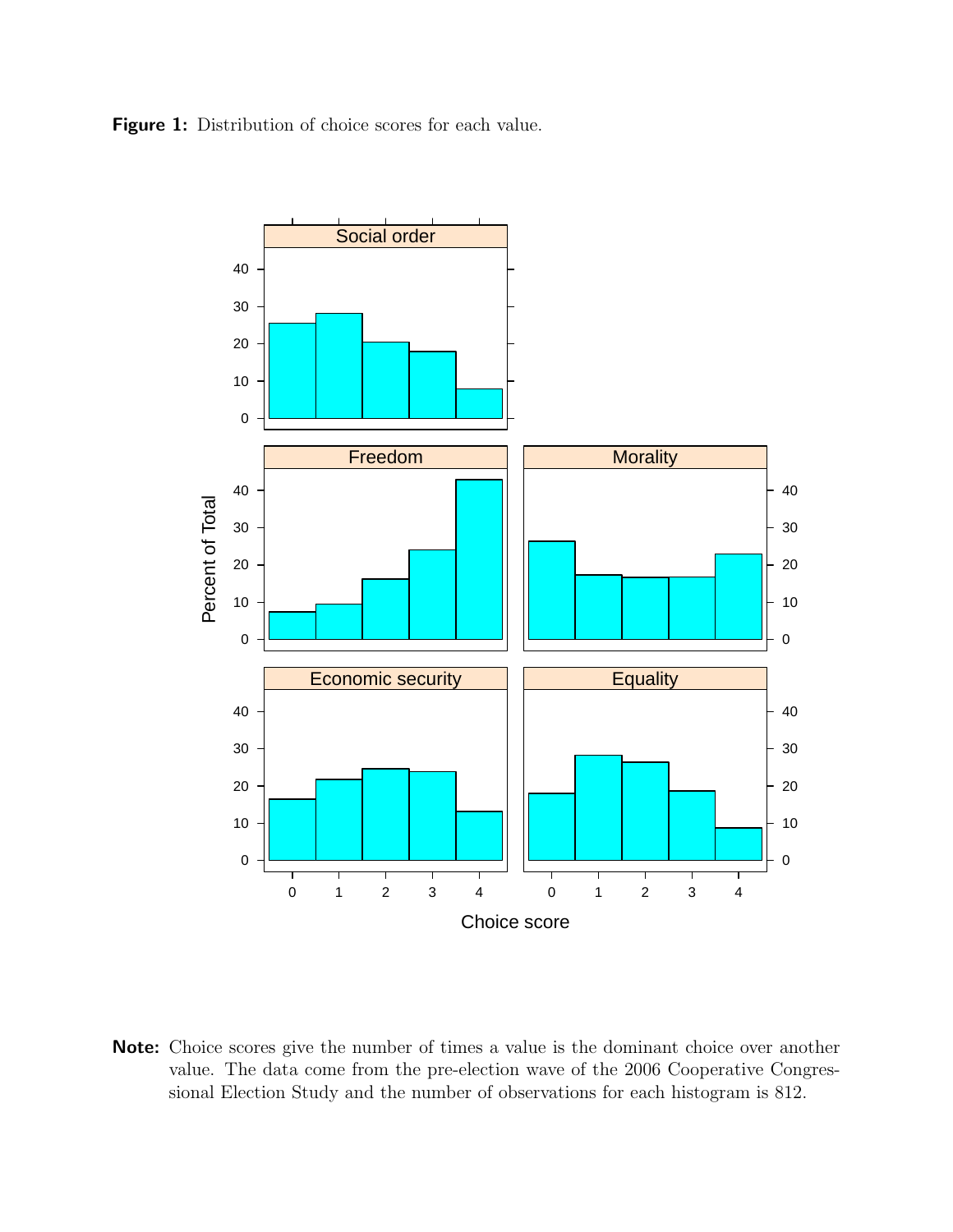**Figure 1:** Distribution of choice scores for each value.

**Note:** Choice scores give the number of times a value is the dominant choice over another value. The data come from the pre-election wave of the 2006 Cooperative Congressional Election Study and the number of observations for each histogram is 812.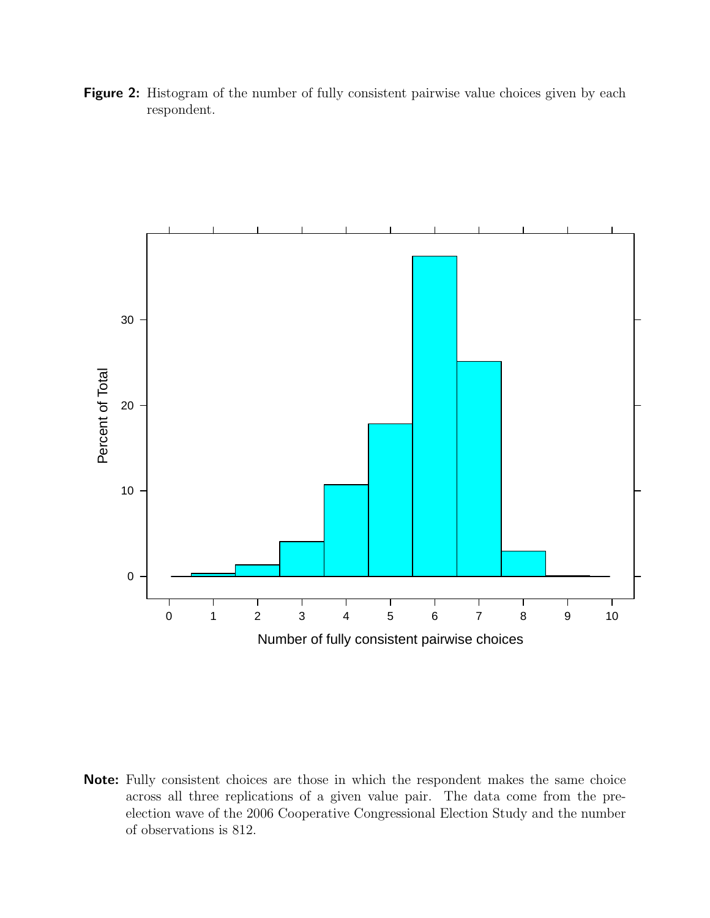**Figure 2:** Histogram of the number of fully consistent pairwise value choices given by each respondent.

**Note:** Fully consistent choices are those in which the respondent makes the same choice across all three replications of a given value pair. The data come from the pre-election wave of the 2006 Cooperative Congressional Election Study and the number of observations is 812.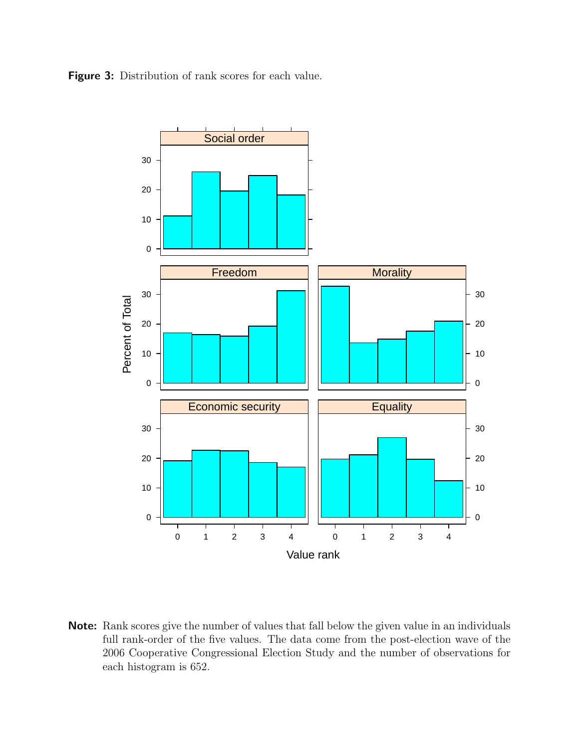**Figure 3:** Distribution of rank scores for each value.

**Note:** Rank scores give the number of values that fall below the given value in an individuals full rank-order of the five values. The data come from the post-election wave of the 2006 Cooperative Congressional Election Study and the number of observations for each histogram is 652.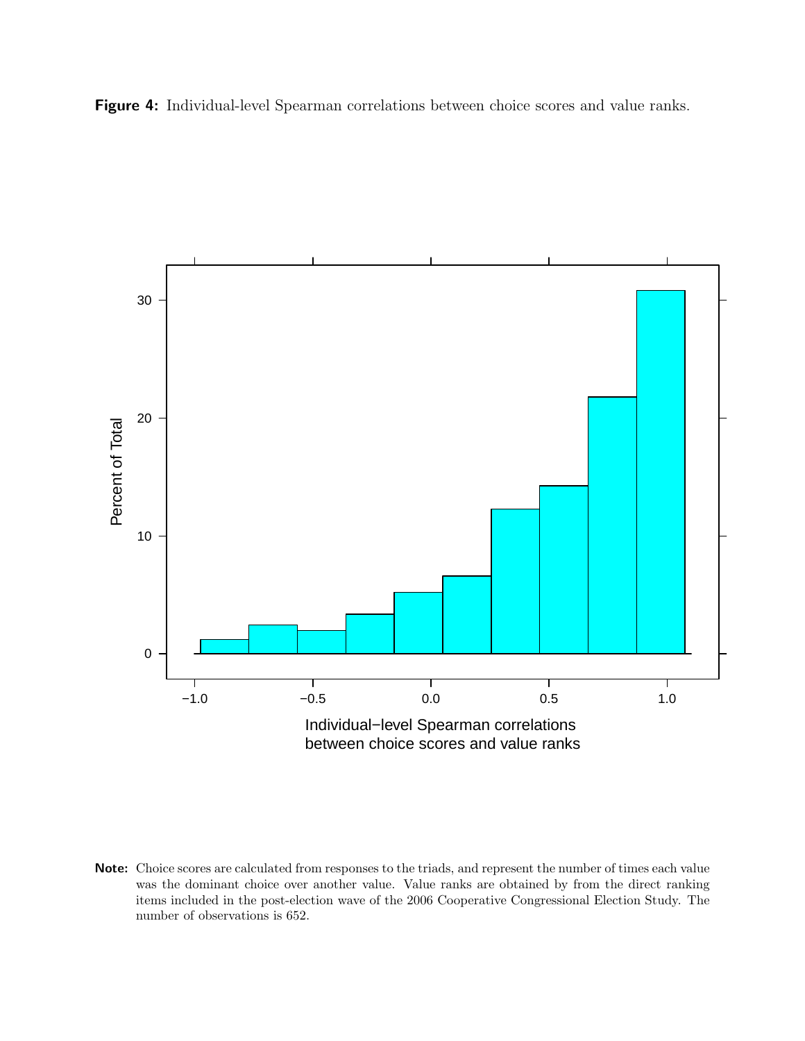**Figure 4:** Individual-level Spearman correlations between choice scores and value ranks.

30

20

10

0

Percent of Total

−1.0

−0.5

0.0

0.5

1.0

Individual−level Spearman correlations
between choice scores and value ranks

**Note:** Choice scores are calculated from responses to the triads, and represent the number of times each value was the dominant choice over another value. Value ranks are obtained by from the direct ranking items included in the post-election wave of the 2006 Cooperative Congressional Election Study. The number of observations is 652.